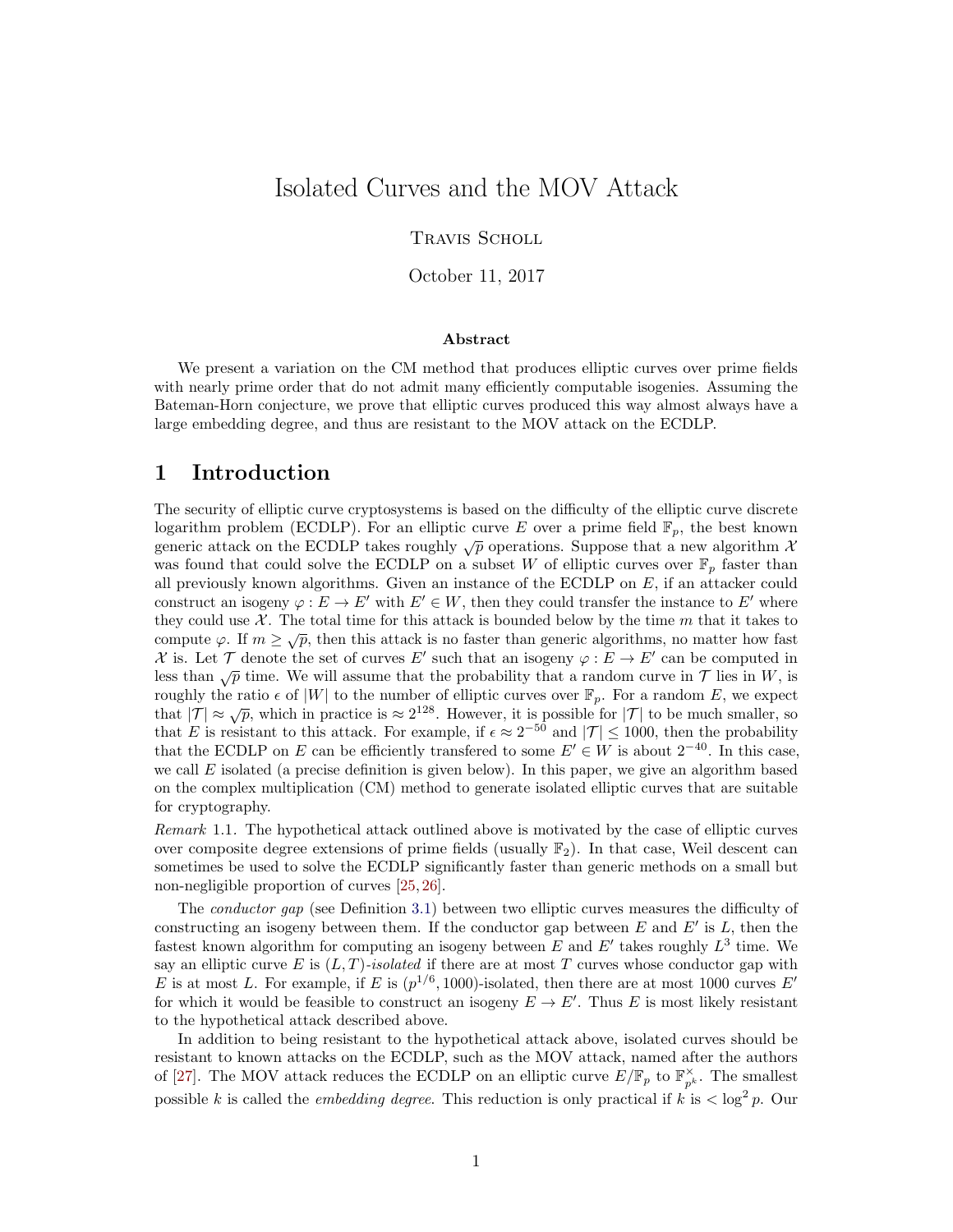# Isolated Curves and the MOV Attack

Travis Scholl

October 11, 2017

### Abstract

We present a variation on the CM method that produces elliptic curves over prime fields with nearly prime order that do not admit many efficiently computable isogenies. Assuming the Bateman-Horn conjecture, we prove that elliptic curves produced this way almost always have a large embedding degree, and thus are resistant to the MOV attack on the ECDLP.

## 1 Introduction

The security of elliptic curve cryptosystems is based on the difficulty of the elliptic curve discrete logarithm problem (ECDLP). For an elliptic curve $E$ over a prime field $\mathbb{F}_p$, the best known generic attack on the ECDLP takes roughly $\sqrt{p}$ operations. Suppose that a new algorithm $\mathcal{X}$ was found that could solve the ECDLP on a subset $W$ of elliptic curves over $\mathbb{F}_p$ faster than all previously known algorithms. Given an instance of the ECDLP on $E$, if an attacker could construct an isogeny $\varphi : E \to E'$ with $E' \in W$, then they could transfer the instance to $E'$ where they could use $\mathcal{X}$. The total time for this attack is bounded below by the time $m$ that it takes to compute $\varphi$. If $m \geq \sqrt{p}$, then this attack is no faster than generic algorithms, no matter how fast $\mathcal{X}$ is. Let $\mathcal{T}$ denote the set of curves $E'$ such that an isogeny $\varphi : E \to E'$ can be computed in less than $\sqrt{p}$ time. We will assume that the probability that a random curve in $\mathcal{T}$ lies in $W$, is roughly the ratio $\epsilon$ of $|W|$ to the number of elliptic curves over $\mathbb{F}_p$. For a random $E$, we expect that $|\mathcal{T}| \approx \sqrt{p}$, which in practice is $\approx 2^{128}$. However, it is possible for $|\mathcal{T}|$ to be much smaller, so that $E$ is resistant to this attack. For example, if $\epsilon \approx 2^{-50}$ and $|\mathcal{T}| \leq 1000$, then the probability that the ECDLP on $E$ can be efficiently transfered to some $E' \in W$ is about $2^{-40}$. In this case, we call $E$ isolated (a precise definition is given below). In this paper, we give an algorithm based on the complex multiplication (CM) method to generate isolated elliptic curves that are suitable for cryptography.

*Remark* 1.1. The hypothetical attack outlined above is motivated by the case of elliptic curves over composite degree extensions of prime fields (usually $\mathbb{F}_2$). In that case, Weil descent can sometimes be used to solve the ECDLP significantly faster than generic methods on a small but non-negligible proportion of curves [25, 26].

The *conductor gap* (see Definition 3.1) between two elliptic curves measures the difficulty of constructing an isogeny between them. If the conductor gap between $E$ and $E'$ is $L$, then the fastest known algorithm for computing an isogeny between $E$ and $E'$ takes roughly $L^3$ time. We say an elliptic curve $E$ is $(L, T)$*-isolated* if there are at most $T$ curves whose conductor gap with $E$ is at most $L$. For example, if $E$ is $(p^{1/6}, 1000)$-isolated, then there are at most 1000 curves $E'$ for which it would be feasible to construct an isogeny $E \to E'$. Thus $E$ is most likely resistant to the hypothetical attack described above.

In addition to being resistant to the hypothetical attack above, isolated curves should be resistant to known attacks on the ECDLP, such as the MOV attack, named after the authors of [27]. The MOV attack reduces the ECDLP on an elliptic curve $E/\mathbb{F}_p$ to $\mathbb{F}_{p^k}^{\times}$. The smallest possible $k$ is called the *embedding degree*. This reduction is only practical if $k$ is $< \log^2 p$. Our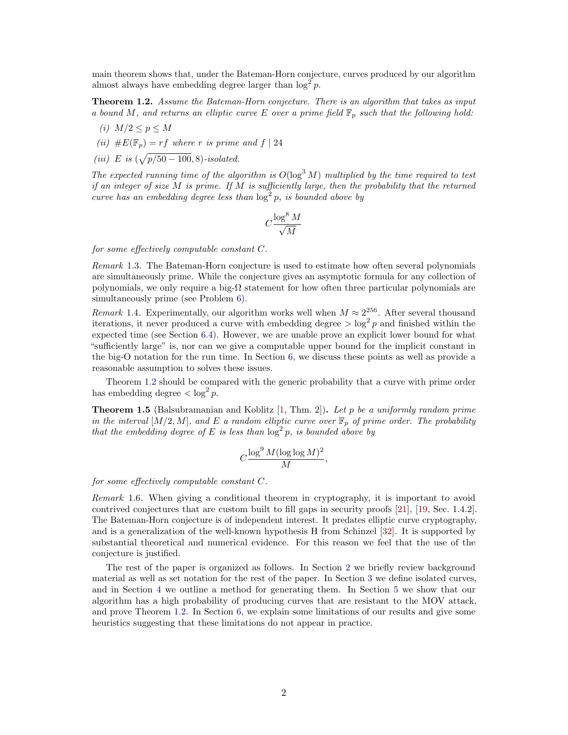main theorem shows that, under the Bateman-Horn conjecture, curves produced by our algorithm almost always have embedding degree larger than $\log^2 p$.

**Theorem 1.2.** *Assume the Bateman-Horn conjecture. There is an algorithm that takes as input a bound $M$, and returns an elliptic curve $E$ over a prime field $\mathbb{F}_p$ such that the following hold:*

*(i)* $M/2 \le p \le M$

*(ii)* $\#E(\mathbb{F}_p) = rf$ *where $r$ is prime and* $f \mid 24$

*(iii)* *$E$ is* $(\sqrt{p/50 - 100}, 8)$*-isolated.*

*The expected running time of the algorithm is $O(\log^3 M)$ multiplied by the time required to test if an integer of size $M$ is prime. If $M$ is sufficiently large, then the probability that the returned curve has an embedding degree less than $\log^2 p$, is bounded above by*

$$C\frac{\log^8 M}{\sqrt{M}}$$

*for some effectively computable constant $C$.*

*Remark* 1.3. The Bateman-Horn conjecture is used to estimate how often several polynomials are simultaneously prime. While the conjecture gives an asymptotic formula for any collection of polynomials, we only require a big-$\Omega$ statement for how often three particular polynomials are simultaneously prime (see Problem 6).

*Remark* 1.4. Experimentally, our algorithm works well when $M \approx 2^{256}$. After several thousand iterations, it never produced a curve with embedding degree $> \log^2 p$ and finished within the expected time (see Section 6.4). However, we are unable prove an explicit lower bound for what "sufficiently large" is, nor can we give a computable upper bound for the implicit constant in the big-O notation for the run time. In Section 6, we discuss these points as well as provide a reasonable assumption to solves these issues.

Theorem 1.2 should be compared with the generic probability that a curve with prime order has embedding degree $< \log^2 p$.

**Theorem 1.5** (Balsubramanian and Koblitz [1, Thm. 2])**.** *Let $p$ be a uniformly random prime in the interval $[M/2, M]$, and $E$ a random elliptic curve over $\mathbb{F}_p$ of prime order. The probability that the embedding degree of $E$ is less than $\log^2 p$, is bounded above by*

$$C\frac{\log^9 M(\log\log M)^2}{M},$$

*for some effectively computable constant $C$.*

*Remark* 1.6. When giving a conditional theorem in cryptography, it is important to avoid contrived conjectures that are custom built to fill gaps in security proofs [21], [19, Sec. 1.4.2]. The Bateman-Horn conjecture is of independent interest. It predates elliptic curve cryptography, and is a generalization of the well-known hypothesis H from Schinzel [32]. It is supported by substantial theoretical and numerical evidence. For this reason we feel that the use of the conjecture is justified.

The rest of the paper is organized as follows. In Section 2 we briefly review background material as well as set notation for the rest of the paper. In Section 3 we define isolated curves, and in Section 4 we outline a method for generating them. In Section 5 we show that our algorithm has a high probability of producing curves that are resistant to the MOV attack, and prove Theorem 1.2. In Section 6, we explain some limitations of our results and give some heuristics suggesting that these limitations do not appear in practice.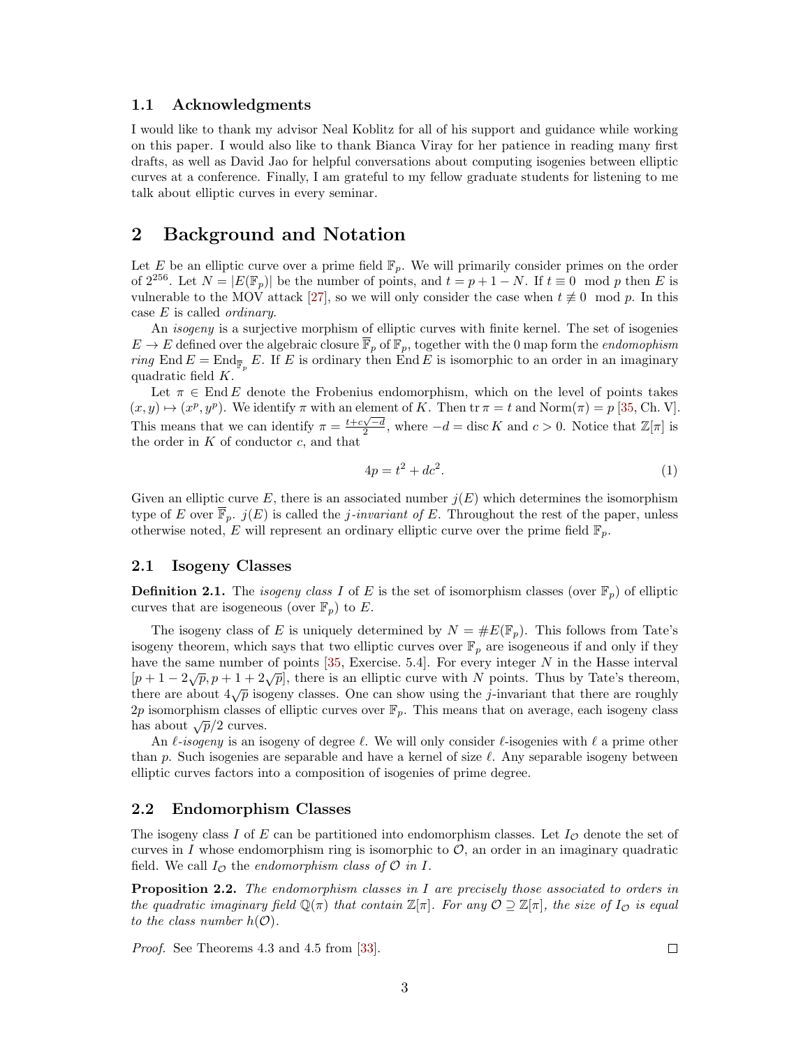## 1.1 Acknowledgments

I would like to thank my advisor Neal Koblitz for all of his support and guidance while working on this paper. I would also like to thank Bianca Viray for her patience in reading many first drafts, as well as David Jao for helpful conversations about computing isogenies between elliptic curves at a conference. Finally, I am grateful to my fellow graduate students for listening to me talk about elliptic curves in every seminar.

# 2 Background and Notation

Let $E$ be an elliptic curve over a prime field $\mathbb{F}_p$. We will primarily consider primes on the order of $2^{256}$. Let $N = |E(\mathbb{F}_p)|$ be the number of points, and $t = p + 1 - N$. If $t \equiv 0 \mod p$ then $E$ is vulnerable to the MOV attack [27], so we will only consider the case when $t \not\equiv 0 \mod p$. In this case $E$ is called *ordinary*.

An *isogeny* is a surjective morphism of elliptic curves with finite kernel. The set of isogenies $E \to E$ defined over the algebraic closure $\overline{\mathbb{F}}_p$ of $\mathbb{F}_p$, together with the 0 map form the *endomophism ring* $\operatorname{End} E = \operatorname{End}_{\overline{\mathbb{F}}_p} E$. If $E$ is ordinary then $\operatorname{End} E$ is isomorphic to an order in an imaginary quadratic field $K$.

Let $\pi \in \operatorname{End} E$ denote the Frobenius endomorphism, which on the level of points takes $(x, y) \mapsto (x^p, y^p)$. We identify $\pi$ with an element of $K$. Then $\operatorname{tr} \pi = t$ and $\operatorname{Norm}(\pi) = p$ [35, Ch. V]. This means that we can identify $\pi = \frac{t+c\sqrt{-d}}{2}$, where $-d = \operatorname{disc} K$ and $c > 0$. Notice that $\mathbb{Z}[\pi]$ is the order in $K$ of conductor $c$, and that

$$4p = t^2 + dc^2. \tag{1}$$

Given an elliptic curve $E$, there is an associated number $j(E)$ which determines the isomorphism type of $E$ over $\overline{\mathbb{F}}_p$. $j(E)$ is called the *j-invariant of* $E$. Throughout the rest of the paper, unless otherwise noted, $E$ will represent an ordinary elliptic curve over the prime field $\mathbb{F}_p$.

## 2.1 Isogeny Classes

**Definition 2.1.** The *isogeny class* $I$ of $E$ is the set of isomorphism classes (over $\mathbb{F}_p$) of elliptic curves that are isogeneous (over $\mathbb{F}_p$) to $E$.

The isogeny class of $E$ is uniquely determined by $N = \#E(\mathbb{F}_p)$. This follows from Tate's isogeny theorem, which says that two elliptic curves over $\mathbb{F}_p$ are isogeneous if and only if they have the same number of points [35, Exercise. 5.4]. For every integer $N$ in the Hasse interval $[p + 1 - 2\sqrt{p}, p + 1 + 2\sqrt{p}]$, there is an elliptic curve with $N$ points. Thus by Tate's thereom, there are about $4\sqrt{p}$ isogeny classes. One can show using the $j$-invariant that there are roughly $2p$ isomorphism classes of elliptic curves over $\mathbb{F}_p$. This means that on average, each isogeny class has about $\sqrt{p}/2$ curves.

An $\ell$*-isogeny* is an isogeny of degree $\ell$. We will only consider $\ell$-isogenies with $\ell$ a prime other than $p$. Such isogenies are separable and have a kernel of size $\ell$. Any separable isogeny between elliptic curves factors into a composition of isogenies of prime degree.

## 2.2 Endomorphism Classes

The isogeny class $I$ of $E$ can be partitioned into endomorphism classes. Let $I_{\mathcal{O}}$ denote the set of curves in $I$ whose endomorphism ring is isomorphic to $\mathcal{O}$, an order in an imaginary quadratic field. We call $I_{\mathcal{O}}$ the *endomorphism class of* $\mathcal{O}$ *in* $I$.

**Proposition 2.2.** *The endomorphism classes in* $I$ *are precisely those associated to orders in the quadratic imaginary field* $\mathbb{Q}(\pi)$ *that contain* $\mathbb{Z}[\pi]$*. For any* $\mathcal{O} \supseteq \mathbb{Z}[\pi]$*, the size of* $I_{\mathcal{O}}$ *is equal to the class number* $h(\mathcal{O})$*.*

*Proof.* See Theorems 4.3 and 4.5 from [33]. □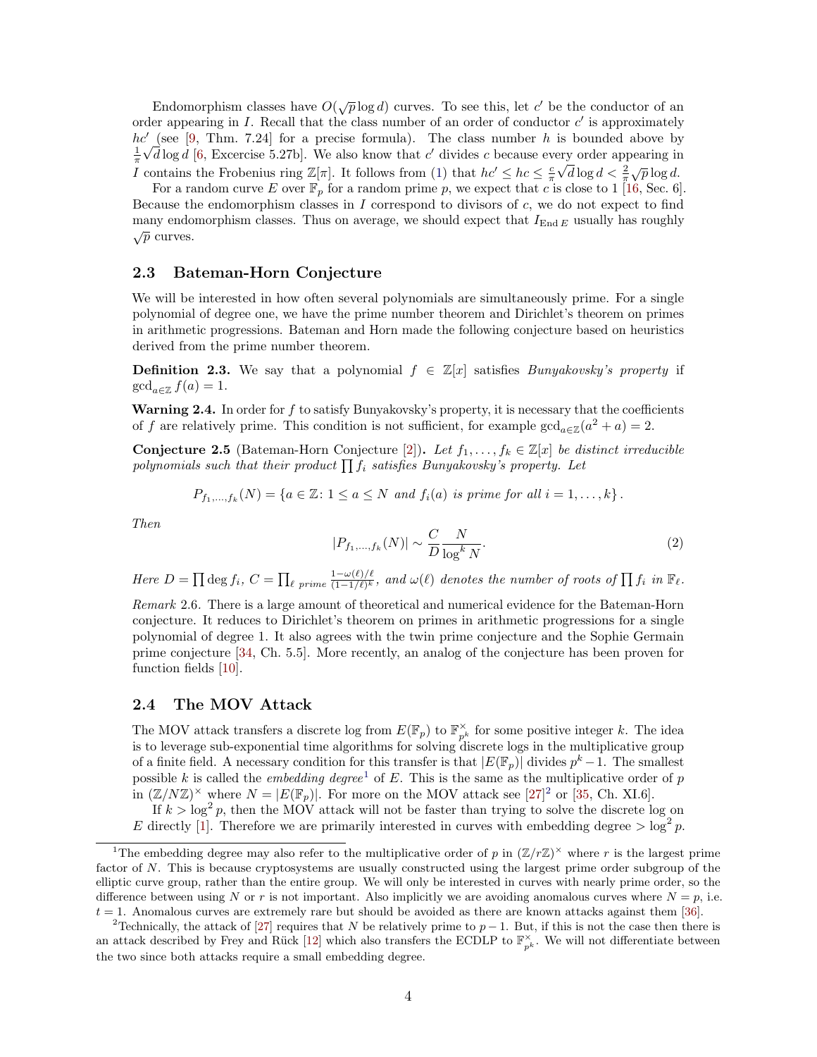Endomorphism classes have $O(\sqrt{p}\log d)$ curves. To see this, let $c'$ be the conductor of an order appearing in $I$. Recall that the class number of an order of conductor $c'$ is approximately $hc'$ (see [9, Thm. 7.24] for a precise formula). The class number $h$ is bounded above by $\frac{1}{\pi}\sqrt{d}\log d$ [6, Excercise 5.27b]. We also know that $c'$ divides $c$ because every order appearing in $I$ contains the Frobenius ring $\mathbb{Z}[\pi]$. It follows from (1) that $hc' \le hc \le \frac{c}{\pi}\sqrt{d}\log d < \frac{2}{\pi}\sqrt{p}\log d$.

For a random curve $E$ over $\mathbb{F}_p$ for a random prime $p$, we expect that $c$ is close to 1 [16, Sec. 6]. Because the endomorphism classes in $I$ correspond to divisors of $c$, we do not expect to find many endomorphism classes. Thus on average, we should expect that $I_{\mathrm{End}\,E}$ usually has roughly $\sqrt{p}$ curves.

### 2.3 Bateman-Horn Conjecture

We will be interested in how often several polynomials are simultaneously prime. For a single polynomial of degree one, we have the prime number theorem and Dirichlet's theorem on primes in arithmetic progressions. Bateman and Horn made the following conjecture based on heuristics derived from the prime number theorem.

**Definition 2.3.** We say that a polynomial $f \in \mathbb{Z}[x]$ satisfies *Bunyakovsky's property* if $\gcd_{a\in\mathbb{Z}} f(a) = 1$.

**Warning 2.4.** In order for $f$ to satisfy Bunyakovsky's property, it is necessary that the coefficients of $f$ are relatively prime. This condition is not sufficient, for example $\gcd_{a\in\mathbb{Z}}(a^2 + a) = 2$.

**Conjecture 2.5** (Bateman-Horn Conjecture [2])**.** *Let $f_1, \ldots, f_k \in \mathbb{Z}[x]$ be distinct irreducible polynomials such that their product $\prod f_i$ satisfies Bunyakovsky's property. Let*

$$P_{f_1,\ldots,f_k}(N) = \{a \in \mathbb{Z} \colon 1 \le a \le N \text{ and } f_i(a) \text{ is prime for all } i = 1, \ldots, k\}.$$

*Then*

$$|P_{f_1,\ldots,f_k}(N)| \sim \frac{C}{D}\frac{N}{\log^k N}. \tag{2}$$

*Here $D = \prod \deg f_i$, $C = \prod_{\ell \text{ prime}} \frac{1-\omega(\ell)/\ell}{(1-1/\ell)^k}$, and $\omega(\ell)$ denotes the number of roots of $\prod f_i$ in $\mathbb{F}_\ell$.*

*Remark* 2.6. There is a large amount of theoretical and numerical evidence for the Bateman-Horn conjecture. It reduces to Dirichlet's theorem on primes in arithmetic progressions for a single polynomial of degree 1. It also agrees with the twin prime conjecture and the Sophie Germain prime conjecture [34, Ch. 5.5]. More recently, an analog of the conjecture has been proven for function fields [10].

### 2.4 The MOV Attack

The MOV attack transfers a discrete log from $E(\mathbb{F}_p)$ to $\mathbb{F}_{p^k}^\times$ for some positive integer $k$. The idea is to leverage sub-exponential time algorithms for solving discrete logs in the multiplicative group of a finite field. A necessary condition for this transfer is that $|E(\mathbb{F}_p)|$ divides $p^k - 1$. The smallest possible $k$ is called the *embedding degree*[1] of $E$. This is the same as the multiplicative order of $p$ in $(\mathbb{Z}/N\mathbb{Z})^\times$ where $N = |E(\mathbb{F}_p)|$. For more on the MOV attack see [27][2] or [35, Ch. XI.6].

If $k > \log^2 p$, then the MOV attack will not be faster than trying to solve the discrete log on $E$ directly [1]. Therefore we are primarily interested in curves with embedding degree $> \log^2 p$.

[1] The embedding degree may also refer to the multiplicative order of $p$ in $(\mathbb{Z}/r\mathbb{Z})^\times$ where $r$ is the largest prime factor of $N$. This is because cryptosystems are usually constructed using the largest prime order subgroup of the elliptic curve group, rather than the entire group. We will only be interested in curves with nearly prime order, so the difference between using $N$ or $r$ is not important. Also implicitly we are avoiding anomalous curves where $N = p$, i.e. $t = 1$. Anomalous curves are extremely rare but should be avoided as there are known attacks against them [36].

[2] Technically, the attack of [27] requires that $N$ be relatively prime to $p - 1$. But, if this is not the case then there is an attack described by Frey and Rück [12] which also transfers the ECDLP to $\mathbb{F}_{p^k}^\times$. We will not differentiate between the two since both attacks require a small embedding degree.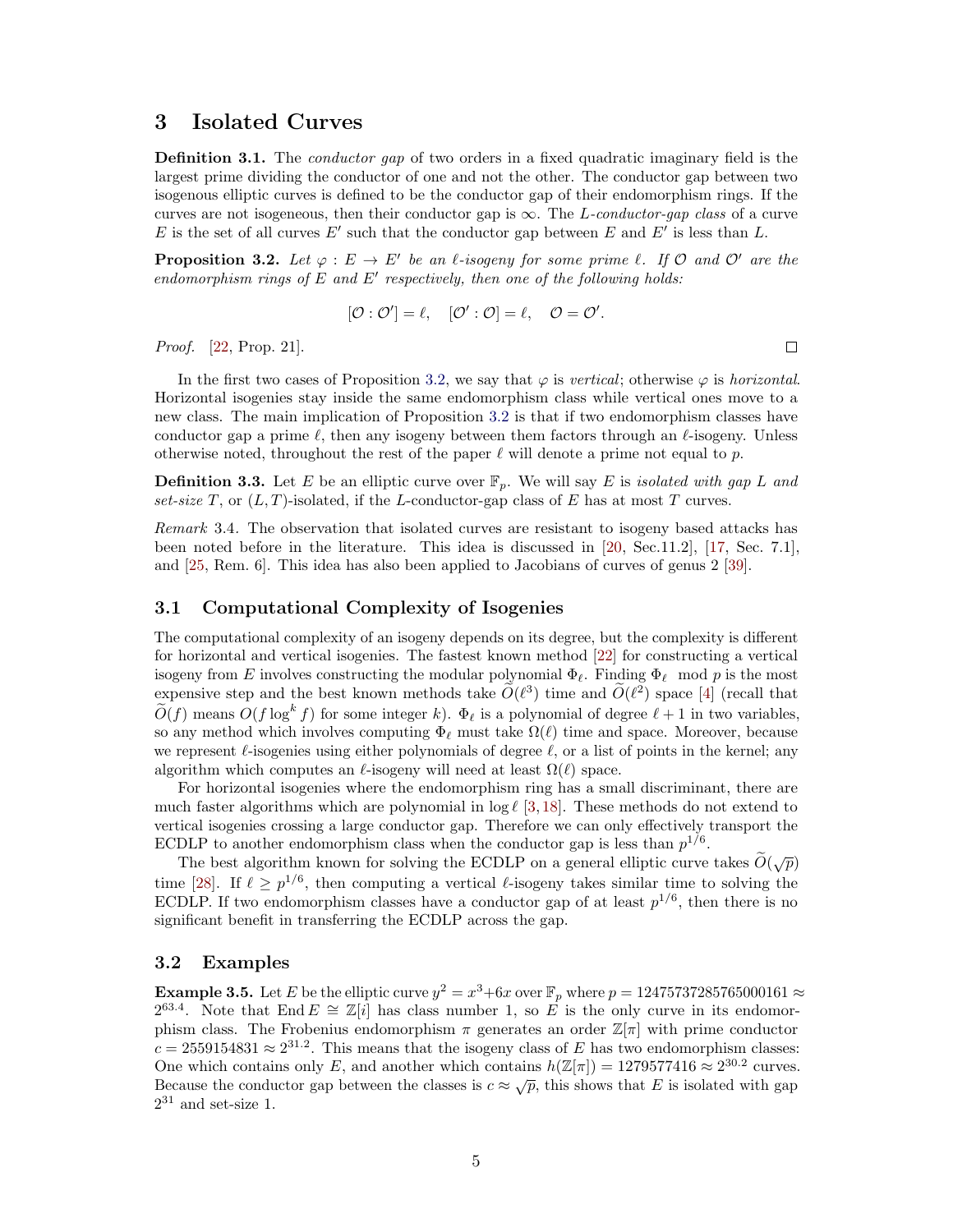# 3 Isolated Curves

**Definition 3.1.** The *conductor gap* of two orders in a fixed quadratic imaginary field is the largest prime dividing the conductor of one and not the other. The conductor gap between two isogenous elliptic curves is defined to be the conductor gap of their endomorphism rings. If the curves are not isogeneous, then their conductor gap is $\infty$. The *L-conductor-gap class* of a curve $E$ is the set of all curves $E'$ such that the conductor gap between $E$ and $E'$ is less than $L$.

**Proposition 3.2.** *Let $\varphi : E \to E'$ be an $\ell$-isogeny for some prime $\ell$. If $\mathcal{O}$ and $\mathcal{O}'$ are the endomorphism rings of $E$ and $E'$ respectively, then one of the following holds:*

$$[\mathcal{O} : \mathcal{O}'] = \ell, \quad [\mathcal{O}' : \mathcal{O}] = \ell, \quad \mathcal{O} = \mathcal{O}'.$$

*Proof.* [22, Prop. 21]. □

In the first two cases of Proposition 3.2, we say that $\varphi$ is *vertical*; otherwise $\varphi$ is *horizontal*. Horizontal isogenies stay inside the same endomorphism class while vertical ones move to a new class. The main implication of Proposition 3.2 is that if two endomorphism classes have conductor gap a prime $\ell$, then any isogeny between them factors through an $\ell$-isogeny. Unless otherwise noted, throughout the rest of the paper $\ell$ will denote a prime not equal to $p$.

**Definition 3.3.** Let $E$ be an elliptic curve over $\mathbb{F}_p$. We will say $E$ is *isolated with gap $L$ and set-size $T$*, or $(L, T)$-isolated, if the $L$-conductor-gap class of $E$ has at most $T$ curves.

*Remark* 3.4. The observation that isolated curves are resistant to isogeny based attacks has been noted before in the literature. This idea is discussed in [20, Sec.11.2], [17, Sec. 7.1], and [25, Rem. 6]. This idea has also been applied to Jacobians of curves of genus 2 [39].

## 3.1 Computational Complexity of Isogenies

The computational complexity of an isogeny depends on its degree, but the complexity is different for horizontal and vertical isogenies. The fastest known method [22] for constructing a vertical isogeny from $E$ involves constructing the modular polynomial $\Phi_\ell$. Finding $\Phi_\ell \mod p$ is the most expensive step and the best known methods take $\widetilde{O}(\ell^3)$ time and $\widetilde{O}(\ell^2)$ space [4] (recall that $\widetilde{O}(f)$ means $O(f \log^k f)$ for some integer $k$). $\Phi_\ell$ is a polynomial of degree $\ell + 1$ in two variables, so any method which involves computing $\Phi_\ell$ must take $\Omega(\ell)$ time and space. Moreover, because we represent $\ell$-isogenies using either polynomials of degree $\ell$, or a list of points in the kernel; any algorithm which computes an $\ell$-isogeny will need at least $\Omega(\ell)$ space.

For horizontal isogenies where the endomorphism ring has a small discriminant, there are much faster algorithms which are polynomial in $\log \ell$ [3, 18]. These methods do not extend to vertical isogenies crossing a large conductor gap. Therefore we can only effectively transport the ECDLP to another endomorphism class when the conductor gap is less than $p^{1/6}$.

The best algorithm known for solving the ECDLP on a general elliptic curve takes $\widetilde{O}(\sqrt{p})$ time [28]. If $\ell \geq p^{1/6}$, then computing a vertical $\ell$-isogeny takes similar time to solving the ECDLP. If two endomorphism classes have a conductor gap of at least $p^{1/6}$, then there is no significant benefit in transferring the ECDLP across the gap.

## 3.2 Examples

**Example 3.5.** Let $E$ be the elliptic curve $y^2 = x^3 + 6x$ over $\mathbb{F}_p$ where $p = 12475737285765000161 \approx 2^{63.4}$. Note that $\operatorname{End} E \cong \mathbb{Z}[i]$ has class number 1, so $E$ is the only curve in its endomorphism class. The Frobenius endomorphism $\pi$ generates an order $\mathbb{Z}[\pi]$ with prime conductor $c = 2559154831 \approx 2^{31.2}$. This means that the isogeny class of $E$ has two endomorphism classes: One which contains only $E$, and another which contains $h(\mathbb{Z}[\pi]) = 1279577416 \approx 2^{30.2}$ curves. Because the conductor gap between the classes is $c \approx \sqrt{p}$, this shows that $E$ is isolated with gap $2^{31}$ and set-size 1.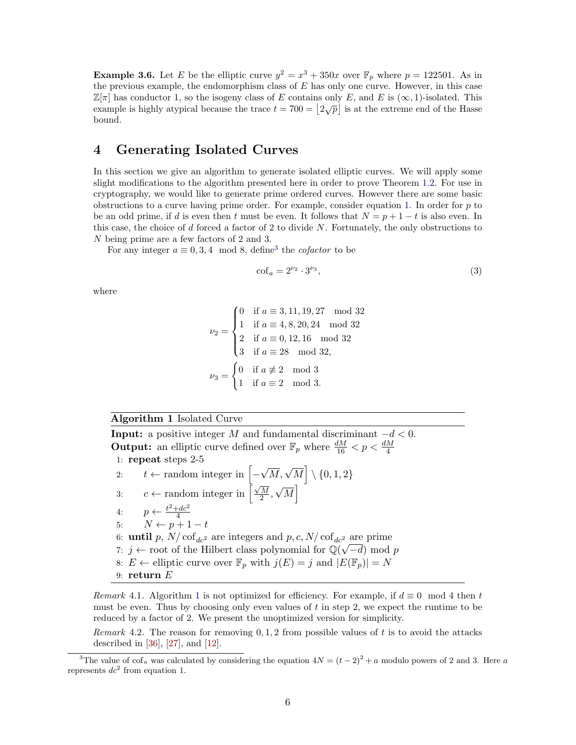**Example 3.6.** Let $E$ be the elliptic curve $y^2 = x^3 + 350x$ over $\mathbb{F}_p$ where $p = 122501$. As in the previous example, the endomorphism class of $E$ has only one curve. However, in this case $\mathbb{Z}[\pi]$ has conductor 1, so the isogeny class of $E$ contains only $E$, and $E$ is $(\infty, 1)$-isolated. This example is highly atypical because the trace $t = 700 = \lfloor 2\sqrt{p} \rfloor$ is at the extreme end of the Hasse bound.

## 4 Generating Isolated Curves

In this section we give an algorithm to generate isolated elliptic curves. We will apply some slight modifications to the algorithm presented here in order to prove Theorem 1.2. For use in cryptography, we would like to generate prime ordered curves. However there are some basic obstructions to a curve having prime order. For example, consider equation 1. In order for $p$ to be an odd prime, if $d$ is even then $t$ must be even. It follows that $N = p + 1 - t$ is also even. In this case, the choice of $d$ forced a factor of 2 to divide $N$. Fortunately, the only obstructions to $N$ being prime are a few factors of 2 and 3.

For any integer $a \equiv 0, 3, 4 \mod 8$, define[3] the *cofactor* to be

$$\mathrm{cof}_a = 2^{\nu_2} \cdot 3^{\nu_3}, \tag{3}$$

where

$$\nu_2 = \begin{cases} 0 & \text{if } a \equiv 3, 11, 19, 27 \mod 32 \\ 1 & \text{if } a \equiv 4, 8, 20, 24 \mod 32 \\ 2 & \text{if } a \equiv 0, 12, 16 \mod 32 \\ 3 & \text{if } a \equiv 28 \mod 32, \end{cases}$$

$$\nu_3 = \begin{cases} 0 & \text{if } a \not\equiv 2 \mod 3 \\ 1 & \text{if } a \equiv 2 \mod 3. \end{cases}$$

**Algorithm 1** Isolated Curve

**Input:** a positive integer $M$ and fundamental discriminant $-d < 0$.
**Output:** an elliptic curve defined over $\mathbb{F}_p$ where $\frac{dM}{16} < p < \frac{dM}{4}$

1: **repeat** steps 2-5
2: $\quad t \leftarrow$ random integer in $\left[-\sqrt{M}, \sqrt{M}\right] \setminus \{0, 1, 2\}$
3: $\quad c \leftarrow$ random integer in $\left[\frac{\sqrt{M}}{2}, \sqrt{M}\right]$
4: $\quad p \leftarrow \frac{t^2 + dc^2}{4}$
5: $\quad N \leftarrow p + 1 - t$
6: **until** $p$, $N/\mathrm{cof}_{dc^2}$ are integers and $p, c, N/\mathrm{cof}_{dc^2}$ are prime
7: $j \leftarrow$ root of the Hilbert class polynomial for $\mathbb{Q}(\sqrt{-d}) \mod p$
8: $E \leftarrow$ elliptic curve over $\mathbb{F}_p$ with $j(E) = j$ and $|E(\mathbb{F}_p)| = N$
9: **return** $E$

*Remark* 4.1. Algorithm 1 is not optimized for efficiency. For example, if $d \equiv 0 \mod 4$ then $t$ must be even. Thus by choosing only even values of $t$ in step 2, we expect the runtime to be reduced by a factor of 2. We present the unoptimized version for simplicity.

*Remark* 4.2. The reason for removing $0, 1, 2$ from possible values of $t$ is to avoid the attacks described in [36], [27], and [12].

[3] The value of $\mathrm{cof}_a$ was calculated by considering the equation $4N = (t-2)^2 + a$ modulo powers of 2 and 3. Here $a$ represents $dc^2$ from equation 1.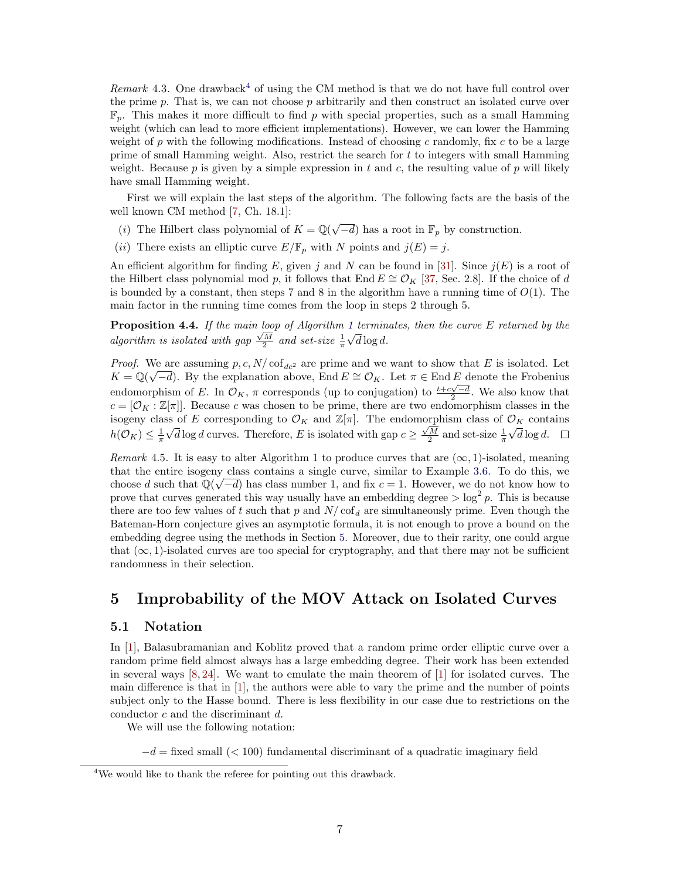*Remark* 4.3. One drawback[4] of using the CM method is that we do not have full control over the prime $p$. That is, we can not choose $p$ arbitrarily and then construct an isolated curve over $\mathbb{F}_p$. This makes it more difficult to find $p$ with special properties, such as a small Hamming weight (which can lead to more efficient implementations). However, we can lower the Hamming weight of $p$ with the following modifications. Instead of choosing $c$ randomly, fix $c$ to be a large prime of small Hamming weight. Also, restrict the search for $t$ to integers with small Hamming weight. Because $p$ is given by a simple expression in $t$ and $c$, the resulting value of $p$ will likely have small Hamming weight.

First we will explain the last steps of the algorithm. The following facts are the basis of the well known CM method [7, Ch. 18.1]:

- $(i)$ The Hilbert class polynomial of $K = \mathbb{Q}(\sqrt{-d})$ has a root in $\mathbb{F}_p$ by construction.
- $(ii)$ There exists an elliptic curve $E/\mathbb{F}_p$ with $N$ points and $j(E) = j$.

An efficient algorithm for finding $E$, given $j$ and $N$ can be found in [31]. Since $j(E)$ is a root of the Hilbert class polynomial mod $p$, it follows that $\operatorname{End} E \cong \mathcal{O}_K$ [37, Sec. 2.8]. If the choice of $d$ is bounded by a constant, then steps 7 and 8 in the algorithm have a running time of $O(1)$. The main factor in the running time comes from the loop in steps 2 through 5.

**Proposition 4.4.** *If the main loop of Algorithm 1 terminates, then the curve $E$ returned by the algorithm is isolated with gap $\frac{\sqrt{M}}{2}$ and set-size $\frac{1}{\pi}\sqrt{d}\log d$.*

*Proof.* We are assuming $p, c, N/\operatorname{cof}_{dc^2}$ are prime and we want to show that $E$ is isolated. Let $K = \mathbb{Q}(\sqrt{-d})$. By the explanation above, $\operatorname{End} E \cong \mathcal{O}_K$. Let $\pi \in \operatorname{End} E$ denote the Frobenius endomorphism of $E$. In $\mathcal{O}_K$, $\pi$ corresponds (up to conjugation) to $\frac{t+c\sqrt{-d}}{2}$. We also know that $c = [\mathcal{O}_K : \mathbb{Z}[\pi]]$. Because $c$ was chosen to be prime, there are two endomorphism classes in the isogeny class of $E$ corresponding to $\mathcal{O}_K$ and $\mathbb{Z}[\pi]$. The endomorphism class of $\mathcal{O}_K$ contains $h(\mathcal{O}_K) \le \frac{1}{\pi}\sqrt{d}\log d$ curves. Therefore, $E$ is isolated with gap $c \ge \frac{\sqrt{M}}{2}$ and set-size $\frac{1}{\pi}\sqrt{d}\log d$. $\square$

*Remark* 4.5. It is easy to alter Algorithm 1 to produce curves that are $(\infty, 1)$-isolated, meaning that the entire isogeny class contains a single curve, similar to Example 3.6. To do this, we choose $d$ such that $\mathbb{Q}(\sqrt{-d})$ has class number 1, and fix $c = 1$. However, we do not know how to prove that curves generated this way usually have an embedding degree $> \log^2 p$. This is because there are too few values of $t$ such that $p$ and $N/\operatorname{cof}_d$ are simultaneously prime. Even though the Bateman-Horn conjecture gives an asymptotic formula, it is not enough to prove a bound on the embedding degree using the methods in Section 5. Moreover, due to their rarity, one could argue that $(\infty, 1)$-isolated curves are too special for cryptography, and that there may not be sufficient randomness in their selection.

# 5 Improbability of the MOV Attack on Isolated Curves

## 5.1 Notation

In [1], Balasubramanian and Koblitz proved that a random prime order elliptic curve over a random prime field almost always has a large embedding degree. Their work has been extended in several ways [8, 24]. We want to emulate the main theorem of [1] for isolated curves. The main difference is that in [1], the authors were able to vary the prime and the number of points subject only to the Hasse bound. There is less flexibility in our case due to restrictions on the conductor $c$ and the discriminant $d$.

We will use the following notation:

$-d$ = fixed small ($< 100$) fundamental discriminant of a quadratic imaginary field

[4] We would like to thank the referee for pointing out this drawback.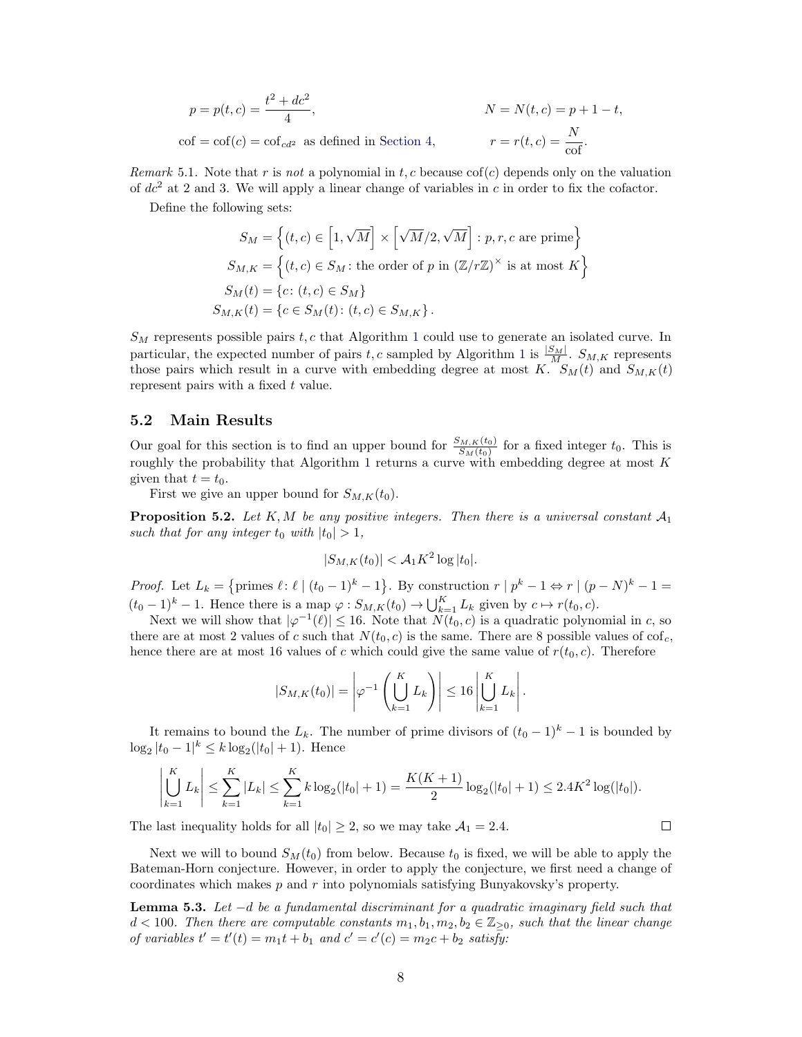$$p = p(t,c) = \frac{t^2 + dc^2}{4}, \qquad N = N(t,c) = p + 1 - t,$$

$$\text{cof} = \text{cof}(c) = \text{cof}_{dc^2} \text{ as defined in Section 4}, \qquad r = r(t,c) = \frac{N}{\text{cof}}.$$

*Remark* 5.1. Note that $r$ is *not* a polynomial in $t, c$ because $\text{cof}(c)$ depends only on the valuation of $dc^2$ at 2 and 3. We will apply a linear change of variables in $c$ in order to fix the cofactor.

Define the following sets:

$$S_M = \left\{(t,c) \in \left[1, \sqrt{M}\right] \times \left[\sqrt{M}/2, \sqrt{M}\right] : p, r, c \text{ are prime}\right\}$$

$$S_{M,K} = \left\{(t,c) \in S_M : \text{the order of } p \text{ in } (\mathbb{Z}/r\mathbb{Z})^\times \text{ is at most } K\right\}$$

$$S_M(t) = \{c \colon (t,c) \in S_M\}$$

$$S_{M,K}(t) = \{c \in S_M(t) \colon (t,c) \in S_{M,K}\}.$$

$S_M$ represents possible pairs $t, c$ that Algorithm 1 could use to generate an isolated curve. In particular, the expected number of pairs $t, c$ sampled by Algorithm 1 is $\frac{|S_M|}{M}$. $S_{M,K}$ represents those pairs which result in a curve with embedding degree at most $K$. $S_M(t)$ and $S_{M,K}(t)$ represent pairs with a fixed $t$ value.

## 5.2 Main Results

Our goal for this section is to find an upper bound for $\frac{S_{M,K}(t_0)}{S_M(t_0)}$ for a fixed integer $t_0$. This is roughly the probability that Algorithm 1 returns a curve with embedding degree at most $K$ given that $t = t_0$.

First we give an upper bound for $S_{M,K}(t_0)$.

**Proposition 5.2.** *Let $K, M$ be any positive integers. Then there is a universal constant $\mathcal{A}_1$ such that for any integer $t_0$ with $|t_0| > 1$,*

$$|S_{M,K}(t_0)| < \mathcal{A}_1 K^2 \log|t_0|.$$

*Proof.* Let $L_k = \left\{\text{primes } \ell \colon \ell \mid (t_0 - 1)^k - 1\right\}$. By construction $r \mid p^k - 1 \Leftrightarrow r \mid (p - N)^k - 1 = (t_0 - 1)^k - 1$. Hence there is a map $\varphi : S_{M,K}(t_0) \to \bigcup_{k=1}^{K} L_k$ given by $c \mapsto r(t_0, c)$.

Next we will show that $|\varphi^{-1}(\ell)| \le 16$. Note that $N(t_0, c)$ is a quadratic polynomial in $c$, so there are at most 2 values of $c$ such that $N(t_0, c)$ is the same. There are 8 possible values of $\text{cof}_c$, hence there are at most 16 values of $c$ which could give the same value of $r(t_0, c)$. Therefore

$$|S_{M,K}(t_0)| = \left|\varphi^{-1}\left(\bigcup_{k=1}^{K} L_k\right)\right| \le 16 \left|\bigcup_{k=1}^{K} L_k\right|.$$

It remains to bound the $L_k$. The number of prime divisors of $(t_0 - 1)^k - 1$ is bounded by $\log_2 |t_0 - 1|^k \le k \log_2(|t_0| + 1)$. Hence

$$\left|\bigcup_{k=1}^{K} L_k\right| \le \sum_{k=1}^{K} |L_k| \le \sum_{k=1}^{K} k \log_2(|t_0| + 1) = \frac{K(K+1)}{2} \log_2(|t_0| + 1) \le 2.4 K^2 \log(|t_0|).$$

The last inequality holds for all $|t_0| \ge 2$, so we may take $\mathcal{A}_1 = 2.4$. ∎

Next we will to bound $S_M(t_0)$ from below. Because $t_0$ is fixed, we will be able to apply the Bateman-Horn conjecture. However, in order to apply the conjecture, we first need a change of coordinates which makes $p$ and $r$ into polynomials satisfying Bunyakovsky's property.

**Lemma 5.3.** *Let $-d$ be a fundamental discriminant for a quadratic imaginary field such that $d < 100$. Then there are computable constants $m_1, b_1, m_2, b_2 \in \mathbb{Z}_{\ge 0}$, such that the linear change of variables $t' = t'(t) = m_1 t + b_1$ and $c' = c'(c) = m_2 c + b_2$ satisfy:*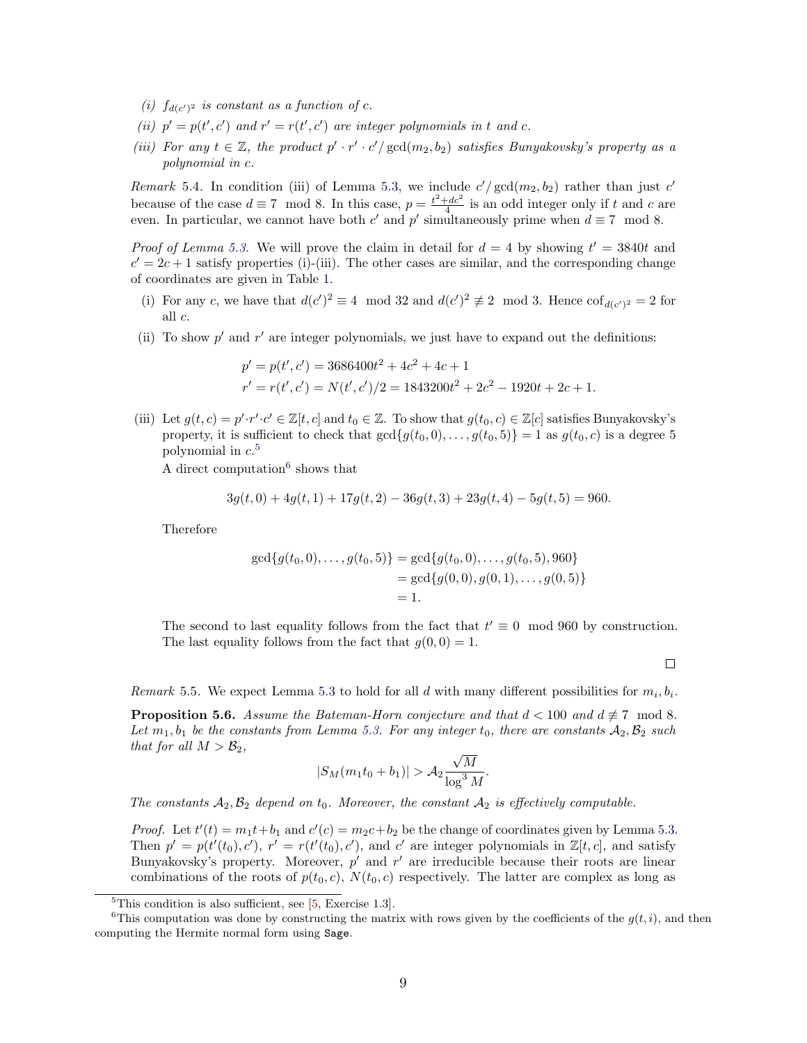*(i)* $f_{d(c')^2}$ *is constant as a function of* $c$.

*(ii)* $p' = p(t', c')$ *and* $r' = r(t', c')$ *are integer polynomials in* $t$ *and* $c$.

*(iii) For any* $t \in \mathbb{Z}$, *the product* $p' \cdot r' \cdot c' / \gcd(m_2, b_2)$ *satisfies Bunyakovsky's property as a polynomial in* $c$.

*Remark* 5.4. In condition (iii) of Lemma 5.3, we include $c'/\gcd(m_2, b_2)$ rather than just $c'$ because of the case $d \equiv 7 \mod 8$. In this case, $p = \frac{t^2+dc^2}{4}$ is an odd integer only if $t$ and $c$ are even. In particular, we cannot have both $c'$ and $p'$ simultaneously prime when $d \equiv 7 \mod 8$.

*Proof of Lemma 5.3.* We will prove the claim in detail for $d = 4$ by showing $t' = 3840t$ and $c' = 2c + 1$ satisfy properties (i)-(iii). The other cases are similar, and the corresponding change of coordinates are given in Table 1.

(i) For any $c$, we have that $d(c')^2 \equiv 4 \mod 32$ and $d(c')^2 \not\equiv 2 \mod 3$. Hence $\mathrm{cof}_{d(c')^2} = 2$ for all $c$.

(ii) To show $p'$ and $r'$ are integer polynomials, we just have to expand out the definitions:

$$
\begin{aligned}
p' &= p(t', c') = 3686400t^2 + 4c^2 + 4c + 1 \\
r' &= r(t', c') = N(t', c')/2 = 1843200t^2 + 2c^2 - 1920t + 2c + 1.
\end{aligned}
$$

(iii) Let $g(t, c) = p' \cdot r' \cdot c' \in \mathbb{Z}[t, c]$ and $t_0 \in \mathbb{Z}$. To show that $g(t_0, c) \in \mathbb{Z}[c]$ satisfies Bunyakovsky's property, it is sufficient to check that $\gcd\{g(t_0, 0), \ldots, g(t_0, 5)\} = 1$ as $g(t_0, c)$ is a degree 5 polynomial in $c$.[5]

A direct computation[6] shows that

$$
3g(t, 0) + 4g(t, 1) + 17g(t, 2) - 36g(t, 3) + 23g(t, 4) - 5g(t, 5) = 960.
$$

Therefore

$$
\begin{aligned}
\gcd\{g(t_0, 0), \ldots, g(t_0, 5)\} &= \gcd\{g(t_0, 0), \ldots, g(t_0, 5), 960\} \\
&= \gcd\{g(0, 0), g(0, 1), \ldots, g(0, 5)\} \\
&= 1.
\end{aligned}
$$

The second to last equality follows from the fact that $t' \equiv 0 \mod 960$ by construction. The last equality follows from the fact that $g(0, 0) = 1$.

□

*Remark* 5.5. We expect Lemma 5.3 to hold for all $d$ with many different possibilities for $m_i, b_i$.

**Proposition 5.6.** *Assume the Bateman-Horn conjecture and that* $d < 100$ *and* $d \not\equiv 7 \mod 8$. *Let* $m_1, b_1$ *be the constants from Lemma 5.3. For any integer* $t_0$, *there are constants* $\mathcal{A}_2, \mathcal{B}_2$ *such that for all* $M > \mathcal{B}_2$,

$$
|S_M(m_1 t_0 + b_1)| > \mathcal{A}_2 \frac{\sqrt{M}}{\log^3 M}.
$$

*The constants* $\mathcal{A}_2, \mathcal{B}_2$ *depend on* $t_0$. *Moreover, the constant* $\mathcal{A}_2$ *is effectively computable.*

*Proof.* Let $t'(t) = m_1 t + b_1$ and $c'(c) = m_2 c + b_2$ be the change of coordinates given by Lemma 5.3. Then $p' = p(t'(t_0), c')$, $r' = r(t'(t_0), c')$, and $c'$ are integer polynomials in $\mathbb{Z}[t, c]$, and satisfy Bunyakovsky's property. Moreover, $p'$ and $r'$ are irreducible because their roots are linear combinations of the roots of $p(t_0, c)$, $N(t_0, c)$ respectively. The latter are complex as long as

[5] This condition is also sufficient, see [5, Exercise 1.3].

[6] This computation was done by constructing the matrix with rows given by the coefficients of the $g(t, i)$, and then computing the Hermite normal form using `Sage`.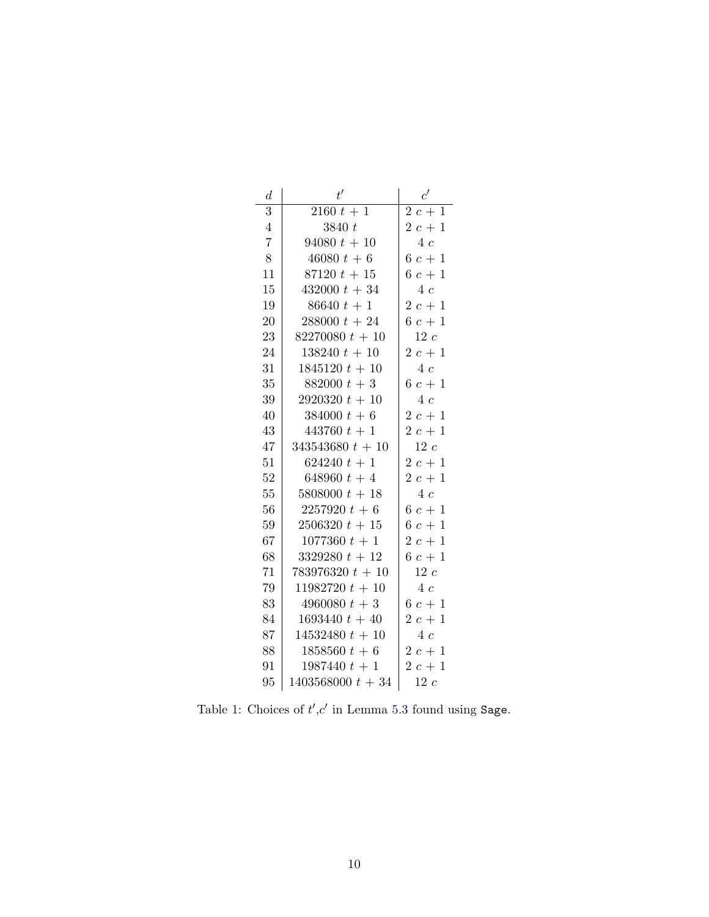| $d$ | $t'$ | $c'$ |
|---|---|---|
| 3 | $2160\ t + 1$ | $2\ c + 1$ |
| 4 | $3840\ t$ | $2\ c + 1$ |
| 7 | $94080\ t + 10$ | $4\ c$ |
| 8 | $46080\ t + 6$ | $6\ c + 1$ |
| 11 | $87120\ t + 15$ | $6\ c + 1$ |
| 15 | $432000\ t + 34$ | $4\ c$ |
| 19 | $86640\ t + 1$ | $2\ c + 1$ |
| 20 | $288000\ t + 24$ | $6\ c + 1$ |
| 23 | $82270080\ t + 10$ | $12\ c$ |
| 24 | $138240\ t + 10$ | $2\ c + 1$ |
| 31 | $1845120\ t + 10$ | $4\ c$ |
| 35 | $882000\ t + 3$ | $6\ c + 1$ |
| 39 | $2920320\ t + 10$ | $4\ c$ |
| 40 | $384000\ t + 6$ | $2\ c + 1$ |
| 43 | $443760\ t + 1$ | $2\ c + 1$ |
| 47 | $343543680\ t + 10$ | $12\ c$ |
| 51 | $624240\ t + 1$ | $2\ c + 1$ |
| 52 | $648960\ t + 4$ | $2\ c + 1$ |
| 55 | $5808000\ t + 18$ | $4\ c$ |
| 56 | $2257920\ t + 6$ | $6\ c + 1$ |
| 59 | $2506320\ t + 15$ | $6\ c + 1$ |
| 67 | $1077360\ t + 1$ | $2\ c + 1$ |
| 68 | $3329280\ t + 12$ | $6\ c + 1$ |
| 71 | $783976320\ t + 10$ | $12\ c$ |
| 79 | $11982720\ t + 10$ | $4\ c$ |
| 83 | $4960080\ t + 3$ | $6\ c + 1$ |
| 84 | $1693440\ t + 40$ | $2\ c + 1$ |
| 87 | $14532480\ t + 10$ | $4\ c$ |
| 88 | $1858560\ t + 6$ | $2\ c + 1$ |
| 91 | $1987440\ t + 1$ | $2\ c + 1$ |
| 95 | $1403568000\ t + 34$ | $12\ c$ |

Table 1: Choices of $t'$,$c'$ in Lemma 5.3 found using `Sage`.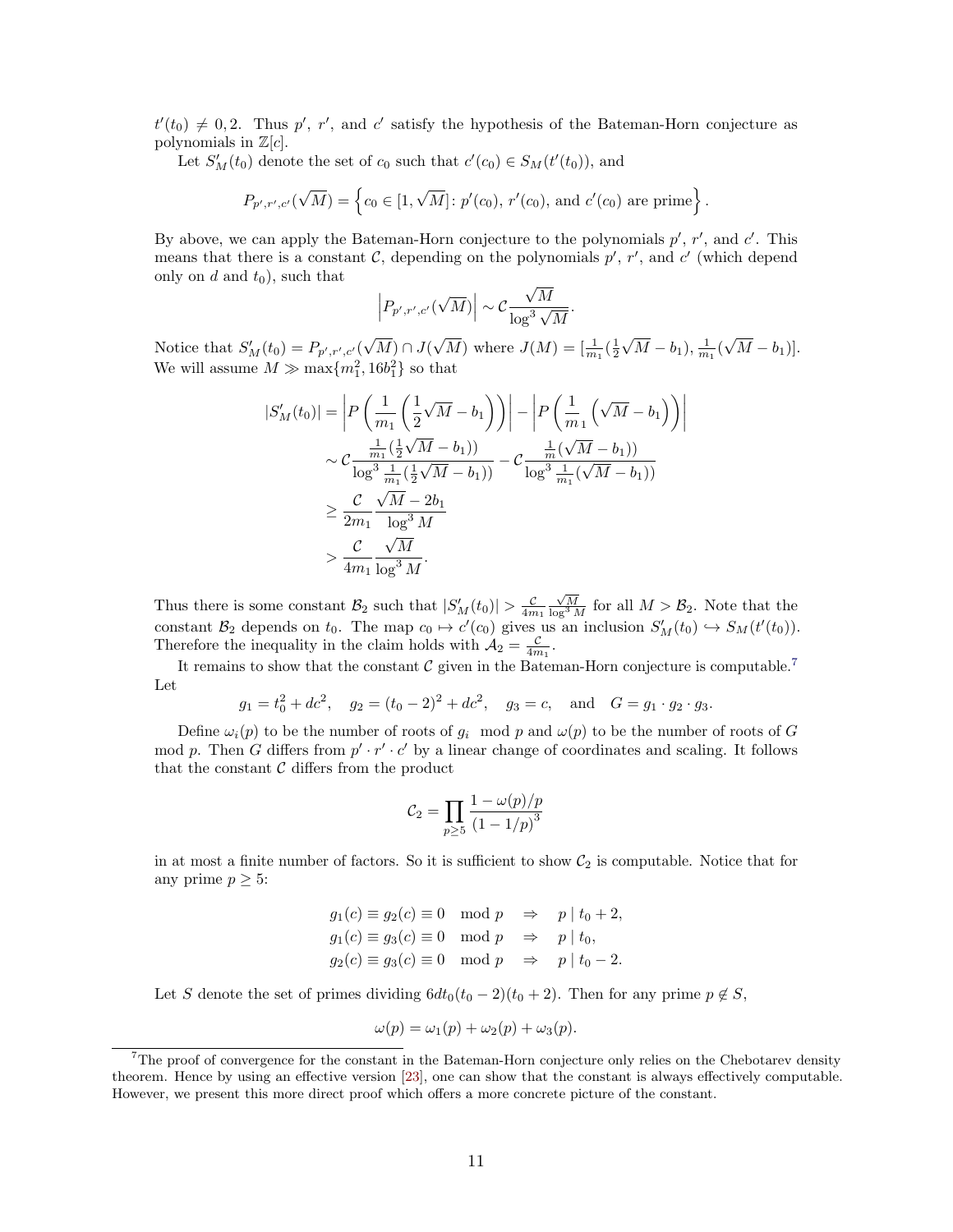$t'(t_0) \neq 0, 2$. Thus $p'$, $r'$, and $c'$ satisfy the hypothesis of the Bateman-Horn conjecture as polynomials in $\mathbb{Z}[c]$.

Let $S'_M(t_0)$ denote the set of $c_0$ such that $c'(c_0) \in S_M(t'(t_0))$, and

$$P_{p',r',c'}(\sqrt{M}) = \left\{ c_0 \in [1, \sqrt{M}] \colon p'(c_0),\ r'(c_0), \text{ and } c'(c_0) \text{ are prime} \right\}.$$

By above, we can apply the Bateman-Horn conjecture to the polynomials $p'$, $r'$, and $c'$. This means that there is a constant $\mathcal{C}$, depending on the polynomials $p'$, $r'$, and $c'$ (which depend only on $d$ and $t_0$), such that

$$\left| P_{p',r',c'}(\sqrt{M}) \right| \sim \mathcal{C} \frac{\sqrt{M}}{\log^3 \sqrt{M}}.$$

Notice that $S'_M(t_0) = P_{p',r',c'}(\sqrt{M}) \cap J(\sqrt{M})$ where $J(M) = [\frac{1}{m_1}(\frac{1}{2}\sqrt{M} - b_1), \frac{1}{m_1}(\sqrt{M} - b_1)]$. We will assume $M \gg \max\{m_1^2, 16b_1^2\}$ so that

$$\begin{aligned}
|S'_M(t_0)| &= \left| P\left(\frac{1}{m_1}\left(\frac{1}{2}\sqrt{M} - b_1\right)\right)\right| - \left| P\left(\frac{1}{m_1}\left(\sqrt{M} - b_1\right)\right)\right| \\
&\sim \mathcal{C} \frac{\frac{1}{m_1}(\frac{1}{2}\sqrt{M} - b_1))}{\log^3 \frac{1}{m_1}(\frac{1}{2}\sqrt{M} - b_1))} - \mathcal{C} \frac{\frac{1}{m}(\sqrt{M} - b_1))}{\log^3 \frac{1}{m_1}(\sqrt{M} - b_1))} \\
&\geq \frac{\mathcal{C}}{2m_1} \frac{\sqrt{M} - 2b_1}{\log^3 M} \\
&> \frac{\mathcal{C}}{4m_1} \frac{\sqrt{M}}{\log^3 M}.
\end{aligned}$$

Thus there is some constant $\mathcal{B}_2$ such that $|S'_M(t_0)| > \frac{\mathcal{C}}{4m_1} \frac{\sqrt{M}}{\log^3 M}$ for all $M > \mathcal{B}_2$. Note that the constant $\mathcal{B}_2$ depends on $t_0$. The map $c_0 \mapsto c'(c_0)$ gives us an inclusion $S'_M(t_0) \hookrightarrow S_M(t'(t_0))$. Therefore the inequality in the claim holds with $\mathcal{A}_2 = \frac{\mathcal{C}}{4m_1}$.

It remains to show that the constant $\mathcal{C}$ given in the Bateman-Horn conjecture is computable.[7] Let

$$g_1 = t_0^2 + dc^2, \quad g_2 = (t_0 - 2)^2 + dc^2, \quad g_3 = c, \quad \text{and} \quad G = g_1 \cdot g_2 \cdot g_3.$$

Define $\omega_i(p)$ to be the number of roots of $g_i \mod p$ and $\omega(p)$ to be the number of roots of $G$ mod $p$. Then $G$ differs from $p' \cdot r' \cdot c'$ by a linear change of coordinates and scaling. It follows that the constant $\mathcal{C}$ differs from the product

$$\mathcal{C}_2 = \prod_{p \geq 5} \frac{1 - \omega(p)/p}{(1 - 1/p)^3}$$

in at most a finite number of factors. So it is sufficient to show $\mathcal{C}_2$ is computable. Notice that for any prime $p \geq 5$:

$$\begin{aligned}
g_1(c) \equiv g_2(c) \equiv 0 \mod p \quad &\Rightarrow \quad p \mid t_0 + 2, \\
g_1(c) \equiv g_3(c) \equiv 0 \mod p \quad &\Rightarrow \quad p \mid t_0, \\
g_2(c) \equiv g_3(c) \equiv 0 \mod p \quad &\Rightarrow \quad p \mid t_0 - 2.
\end{aligned}$$

Let $S$ denote the set of primes dividing $6dt_0(t_0 - 2)(t_0 + 2)$. Then for any prime $p \notin S$,

$$\omega(p) = \omega_1(p) + \omega_2(p) + \omega_3(p).$$

[7] The proof of convergence for the constant in the Bateman-Horn conjecture only relies on the Chebotarev density theorem. Hence by using an effective version [23], one can show that the constant is always effectively computable. However, we present this more direct proof which offers a more concrete picture of the constant.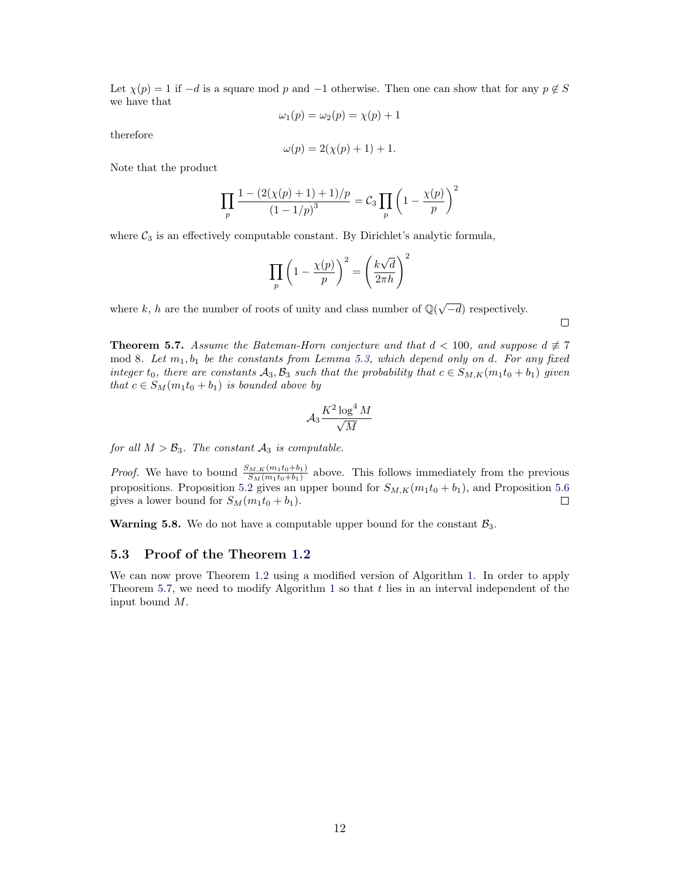Let $\chi(p) = 1$ if $-d$ is a square mod $p$ and $-1$ otherwise. Then one can show that for any $p \notin S$ we have that

$$\omega_1(p) = \omega_2(p) = \chi(p) + 1$$

therefore

$$\omega(p) = 2(\chi(p) + 1) + 1.$$

Note that the product

$$\prod_p \frac{1 - (2(\chi(p)+1)+1)/p}{(1-1/p)^3} = \mathcal{C}_3 \prod_p \left(1 - \frac{\chi(p)}{p}\right)^2$$

where $\mathcal{C}_3$ is an effectively computable constant. By Dirichlet's analytic formula,

$$\prod_p \left(1 - \frac{\chi(p)}{p}\right)^2 = \left(\frac{k\sqrt{d}}{2\pi h}\right)^2$$

where $k$, $h$ are the number of roots of unity and class number of $\mathbb{Q}(\sqrt{-d})$ respectively. ◻

**Theorem 5.7.** *Assume the Bateman-Horn conjecture and that $d < 100$, and suppose $d \not\equiv 7 \mod 8$. Let $m_1, b_1$ be the constants from Lemma 5.3, which depend only on $d$. For any fixed integer $t_0$, there are constants $\mathcal{A}_3, \mathcal{B}_3$ such that the probability that $c \in S_{M,K}(m_1 t_0 + b_1)$ given that $c \in S_M(m_1 t_0 + b_1)$ is bounded above by*

$$\mathcal{A}_3 \frac{K^2 \log^4 M}{\sqrt{M}}$$

*for all $M > \mathcal{B}_3$. The constant $\mathcal{A}_3$ is computable.*

*Proof.* We have to bound $\frac{S_{M,K}(m_1t_0+b_1)}{S_M(m_1t_0+b_1)}$ above. This follows immediately from the previous propositions. Proposition 5.2 gives an upper bound for $S_{M,K}(m_1t_0 + b_1)$, and Proposition 5.6 gives a lower bound for $S_M(m_1t_0 + b_1)$. ◻

**Warning 5.8.** We do not have a computable upper bound for the constant $\mathcal{B}_3$.

## 5.3 Proof of the Theorem 1.2

We can now prove Theorem 1.2 using a modified version of Algorithm 1. In order to apply Theorem 5.7, we need to modify Algorithm 1 so that $t$ lies in an interval independent of the input bound $M$.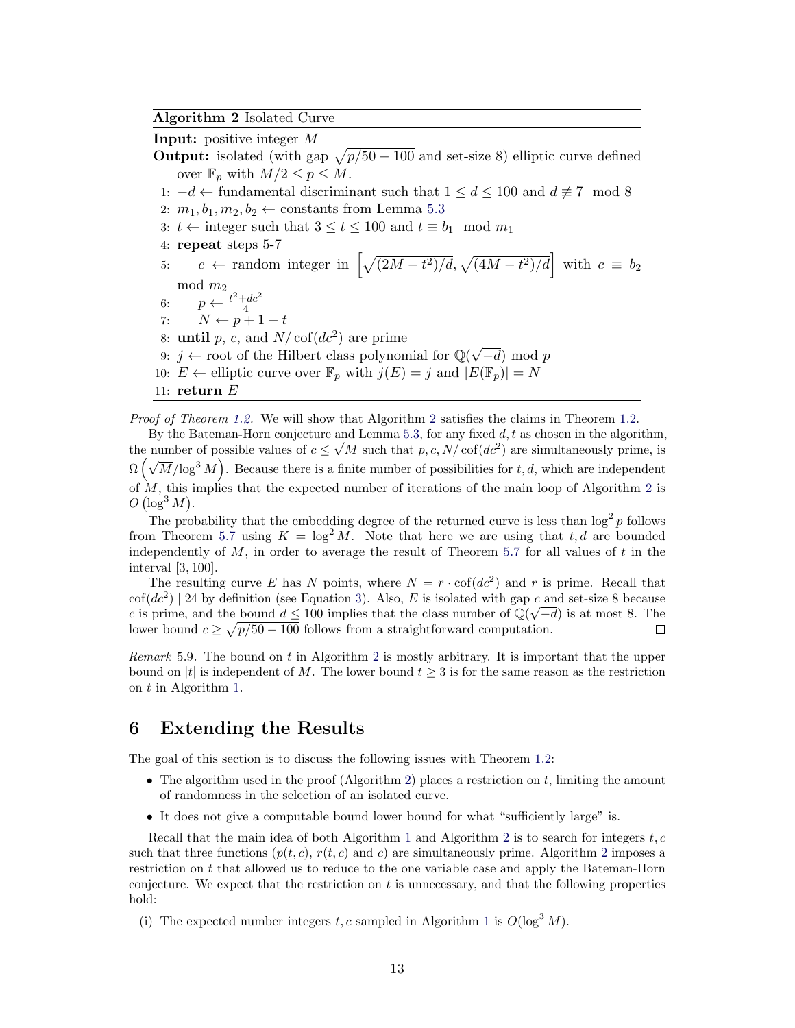**Algorithm 2** Isolated Curve

**Input:** positive integer $M$

**Output:** isolated (with gap $\sqrt{p/50 - 100}$ and set-size 8) elliptic curve defined over $\mathbb{F}_p$ with $M/2 \le p \le M$.

1: $-d \leftarrow$ fundamental discriminant such that $1 \le d \le 100$ and $d \not\equiv 7 \mod 8$
2: $m_1, b_1, m_2, b_2 \leftarrow$ constants from Lemma 5.3
3: $t \leftarrow$ integer such that $3 \le t \le 100$ and $t \equiv b_1 \mod m_1$
4: **repeat** steps 5-7
5: $\quad c \leftarrow$ random integer in $\left[\sqrt{(2M - t^2)/d}, \sqrt{(4M - t^2)/d}\right]$ with $c \equiv b_2 \mod m_2$
6: $\quad p \leftarrow \frac{t^2 + dc^2}{4}$
7: $\quad N \leftarrow p + 1 - t$
8: **until** $p$, $c$, and $N/\operatorname{cof}(dc^2)$ are prime
9: $j \leftarrow$ root of the Hilbert class polynomial for $\mathbb{Q}(\sqrt{-d}) \mod p$
10: $E \leftarrow$ elliptic curve over $\mathbb{F}_p$ with $j(E) = j$ and $|E(\mathbb{F}_p)| = N$
11: **return** $E$

*Proof of Theorem 1.2.* We will show that Algorithm 2 satisfies the claims in Theorem 1.2.

By the Bateman-Horn conjecture and Lemma 5.3, for any fixed $d, t$ as chosen in the algorithm, the number of possible values of $c \le \sqrt{M}$ such that $p, c, N/\operatorname{cof}(dc^2)$ are simultaneously prime, is $\Omega\left(\sqrt{M}/\log^3 M\right)$. Because there is a finite number of possibilities for $t, d$, which are independent of $M$, this implies that the expected number of iterations of the main loop of Algorithm 2 is $O\left(\log^3 M\right)$.

The probability that the embedding degree of the returned curve is less than $\log^2 p$ follows from Theorem 5.7 using $K = \log^2 M$. Note that here we are using that $t, d$ are bounded independently of $M$, in order to average the result of Theorem 5.7 for all values of $t$ in the interval $[3, 100]$.

The resulting curve $E$ has $N$ points, where $N = r \cdot \operatorname{cof}(dc^2)$ and $r$ is prime. Recall that $\operatorname{cof}(dc^2) \mid 24$ by definition (see Equation 3). Also, $E$ is isolated with gap $c$ and set-size 8 because $c$ is prime, and the bound $d \le 100$ implies that the class number of $\mathbb{Q}(\sqrt{-d})$ is at most 8. The lower bound $c \ge \sqrt{p/50 - 100}$ follows from a straightforward computation. $\square$

*Remark* 5.9. The bound on $t$ in Algorithm 2 is mostly arbitrary. It is important that the upper bound on $|t|$ is independent of $M$. The lower bound $t \ge 3$ is for the same reason as the restriction on $t$ in Algorithm 1.

# 6 Extending the Results

The goal of this section is to discuss the following issues with Theorem 1.2:

- The algorithm used in the proof (Algorithm 2) places a restriction on $t$, limiting the amount of randomness in the selection of an isolated curve.
- It does not give a computable bound lower bound for what "sufficiently large" is.

Recall that the main idea of both Algorithm 1 and Algorithm 2 is to search for integers $t, c$ such that three functions ($p(t, c)$, $r(t, c)$ and $c$) are simultaneously prime. Algorithm 2 imposes a restriction on $t$ that allowed us to reduce to the one variable case and apply the Bateman-Horn conjecture. We expect that the restriction on $t$ is unnecessary, and that the following properties hold:

(i) The expected number integers $t, c$ sampled in Algorithm 1 is $O(\log^3 M)$.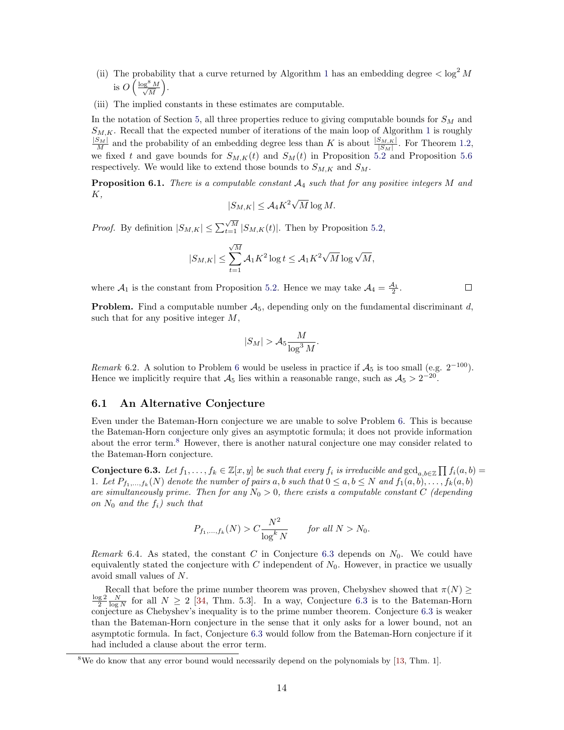(ii) The probability that a curve returned by Algorithm 1 has an embedding degree $< \log^2 M$ is $O\left(\frac{\log^8 M}{\sqrt{M}}\right)$.

(iii) The implied constants in these estimates are computable.

In the notation of Section 5, all three properties reduce to giving computable bounds for $S_M$ and $S_{M,K}$. Recall that the expected number of iterations of the main loop of Algorithm 1 is roughly $\frac{|S_M|}{M}$ and the probability of an embedding degree less than $K$ is about $\frac{|S_{M,K}|}{|S_M|}$. For Theorem 1.2, we fixed $t$ and gave bounds for $S_{M,K}(t)$ and $S_M(t)$ in Proposition 5.2 and Proposition 5.6 respectively. We would like to extend those bounds to $S_{M,K}$ and $S_M$.

**Proposition 6.1.** *There is a computable constant $\mathcal{A}_4$ such that for any positive integers $M$ and $K$,*

$$|S_{M,K}| \leq \mathcal{A}_4 K^2 \sqrt{M} \log M.$$

*Proof.* By definition $|S_{M,K}| \leq \sum_{t=1}^{\sqrt{M}} |S_{M,K}(t)|$. Then by Proposition 5.2,

$$|S_{M,K}| \leq \sum_{t=1}^{\sqrt{M}} \mathcal{A}_1 K^2 \log t \leq \mathcal{A}_1 K^2 \sqrt{M} \log \sqrt{M},$$

where $\mathcal{A}_1$ is the constant from Proposition 5.2. Hence we may take $\mathcal{A}_4 = \frac{\mathcal{A}_1}{2}$. ∎

**Problem.** Find a computable number $\mathcal{A}_5$, depending only on the fundamental discriminant $d$, such that for any positive integer $M$,

$$|S_M| > \mathcal{A}_5 \frac{M}{\log^3 M}.$$

*Remark* 6.2. A solution to Problem 6 would be useless in practice if $\mathcal{A}_5$ is too small (e.g. $2^{-100}$). Hence we implicitly require that $\mathcal{A}_5$ lies within a reasonable range, such as $\mathcal{A}_5 > 2^{-20}$.

## 6.1 An Alternative Conjecture

Even under the Bateman-Horn conjecture we are unable to solve Problem 6. This is because the Bateman-Horn conjecture only gives an asymptotic formula; it does not provide information about the error term.[8] However, there is another natural conjecture one may consider related to the Bateman-Horn conjecture.

**Conjecture 6.3.** *Let $f_1, \ldots, f_k \in \mathbb{Z}[x, y]$ be such that every $f_i$ is irreducible and $\gcd_{a,b \in \mathbb{Z}} \prod f_i(a, b) = 1$. Let $P_{f_1,\ldots,f_k}(N)$ denote the number of pairs $a, b$ such that $0 \leq a, b \leq N$ and $f_1(a, b), \ldots, f_k(a, b)$ are simultaneously prime. Then for any $N_0 > 0$, there exists a computable constant $C$ (depending on $N_0$ and the $f_i$) such that*

$$P_{f_1,\ldots,f_k}(N) > C \frac{N^2}{\log^k N} \qquad \textit{for all } N > N_0.$$

*Remark* 6.4. As stated, the constant $C$ in Conjecture 6.3 depends on $N_0$. We could have equivalently stated the conjecture with $C$ independent of $N_0$. However, in practice we usually avoid small values of $N$.

Recall that before the prime number theorem was proven, Chebyshev showed that $\pi(N) \geq \frac{\log 2}{2} \frac{N}{\log N}$ for all $N \geq 2$ [34, Thm. 5.3]. In a way, Conjecture 6.3 is to the Bateman-Horn conjecture as Chebyshev's inequality is to the prime number theorem. Conjecture 6.3 is weaker than the Bateman-Horn conjecture in the sense that it only asks for a lower bound, not an asymptotic formula. In fact, Conjecture 6.3 would follow from the Bateman-Horn conjecture if it had included a clause about the error term.

[8] We do know that any error bound would necessarily depend on the polynomials by [13, Thm. 1].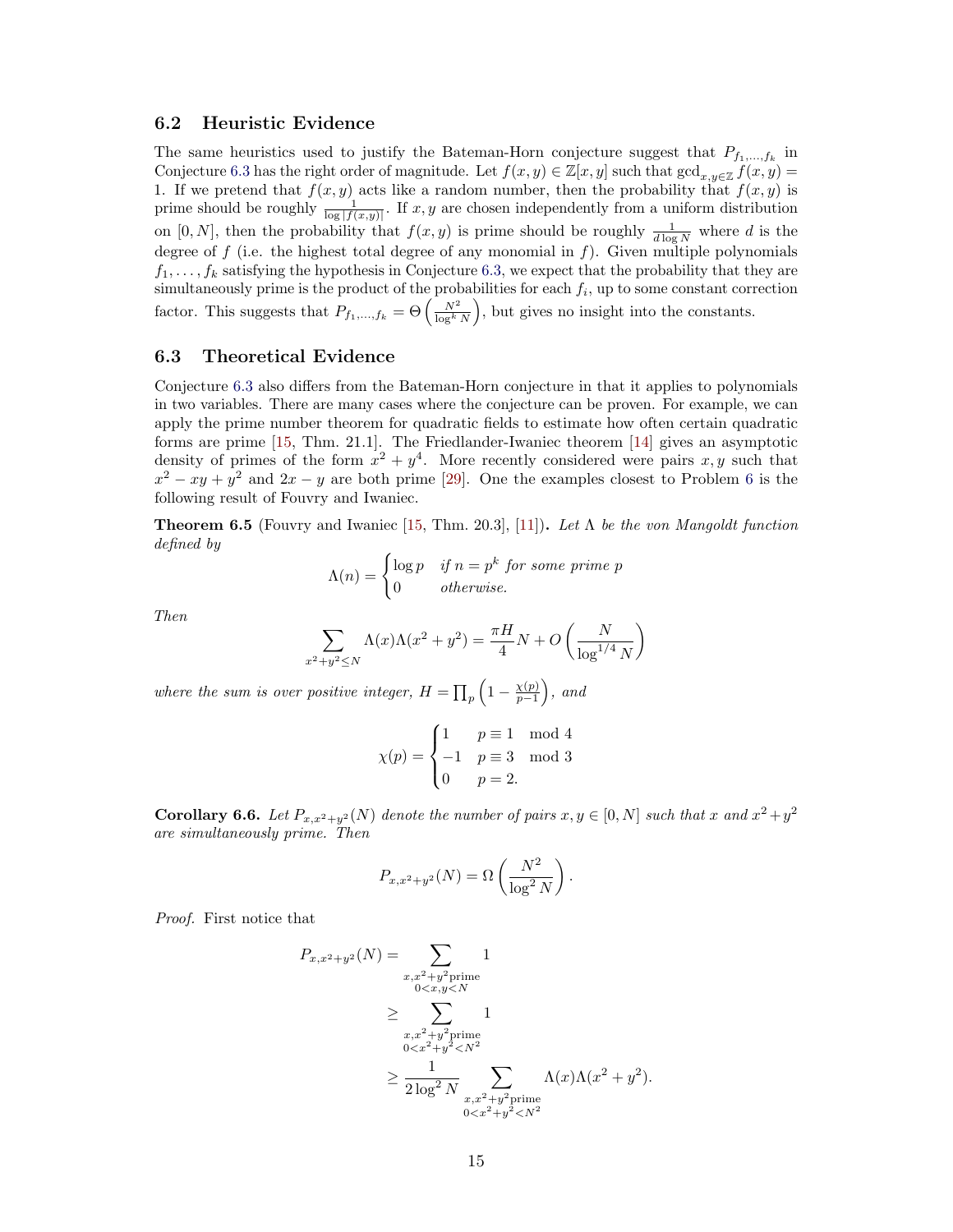### 6.2 Heuristic Evidence

The same heuristics used to justify the Bateman-Horn conjecture suggest that $P_{f_1,\dots,f_k}$ in Conjecture 6.3 has the right order of magnitude. Let $f(x,y) \in \mathbb{Z}[x,y]$ such that $\gcd_{x,y\in\mathbb{Z}} f(x,y) = 1$. If we pretend that $f(x,y)$ acts like a random number, then the probability that $f(x,y)$ is prime should be roughly $\frac{1}{\log|f(x,y)|}$. If $x, y$ are chosen independently from a uniform distribution on $[0,N]$, then the probability that $f(x,y)$ is prime should be roughly $\frac{1}{d\log N}$ where $d$ is the degree of $f$ (i.e. the highest total degree of any monomial in $f$). Given multiple polynomials $f_1,\dots,f_k$ satisfying the hypothesis in Conjecture 6.3, we expect that the probability that they are simultaneously prime is the product of the probabilities for each $f_i$, up to some constant correction factor. This suggests that $P_{f_1,\dots,f_k} = \Theta\left(\frac{N^2}{\log^k N}\right)$, but gives no insight into the constants.

### 6.3 Theoretical Evidence

Conjecture 6.3 also differs from the Bateman-Horn conjecture in that it applies to polynomials in two variables. There are many cases where the conjecture can be proven. For example, we can apply the prime number theorem for quadratic fields to estimate how often certain quadratic forms are prime [15, Thm. 21.1]. The Friedlander-Iwaniec theorem [14] gives an asymptotic density of primes of the form $x^2 + y^4$. More recently considered were pairs $x, y$ such that $x^2 - xy + y^2$ and $2x - y$ are both prime [29]. One the examples closest to Problem 6 is the following result of Fouvry and Iwaniec.

**Theorem 6.5** (Fouvry and Iwaniec [15, Thm. 20.3], [11])**.** *Let $\Lambda$ be the von Mangoldt function defined by*

$$\Lambda(n) = \begin{cases} \log p & \text{if } n = p^k \text{ for some prime } p \\ 0 & \text{otherwise.} \end{cases}$$

*Then*

$$\sum_{x^2+y^2\le N} \Lambda(x)\Lambda(x^2+y^2) = \frac{\pi H}{4}N + O\left(\frac{N}{\log^{1/4} N}\right)$$

*where the sum is over positive integer, $H = \prod_p \left(1 - \frac{\chi(p)}{p-1}\right)$, and*

$$\chi(p) = \begin{cases} 1 & p \equiv 1 \mod 4 \\ -1 & p \equiv 3 \mod 3 \\ 0 & p = 2. \end{cases}$$

**Corollary 6.6.** *Let $P_{x,x^2+y^2}(N)$ denote the number of pairs $x, y \in [0,N]$ such that $x$ and $x^2+y^2$ are simultaneously prime. Then*

$$P_{x,x^2+y^2}(N) = \Omega\left(\frac{N^2}{\log^2 N}\right).$$

*Proof.* First notice that

$$\begin{aligned}
P_{x,x^2+y^2}(N) &= \sum_{\substack{x,x^2+y^2\text{prime} \\ 0<x,y<N}} 1 \\
&\ge \sum_{\substack{x,x^2+y^2\text{prime} \\ 0<x^2+y^2<N^2}} 1 \\
&\ge \frac{1}{2\log^2 N} \sum_{\substack{x,x^2+y^2\text{prime} \\ 0<x^2+y^2<N^2}} \Lambda(x)\Lambda(x^2+y^2).
\end{aligned}$$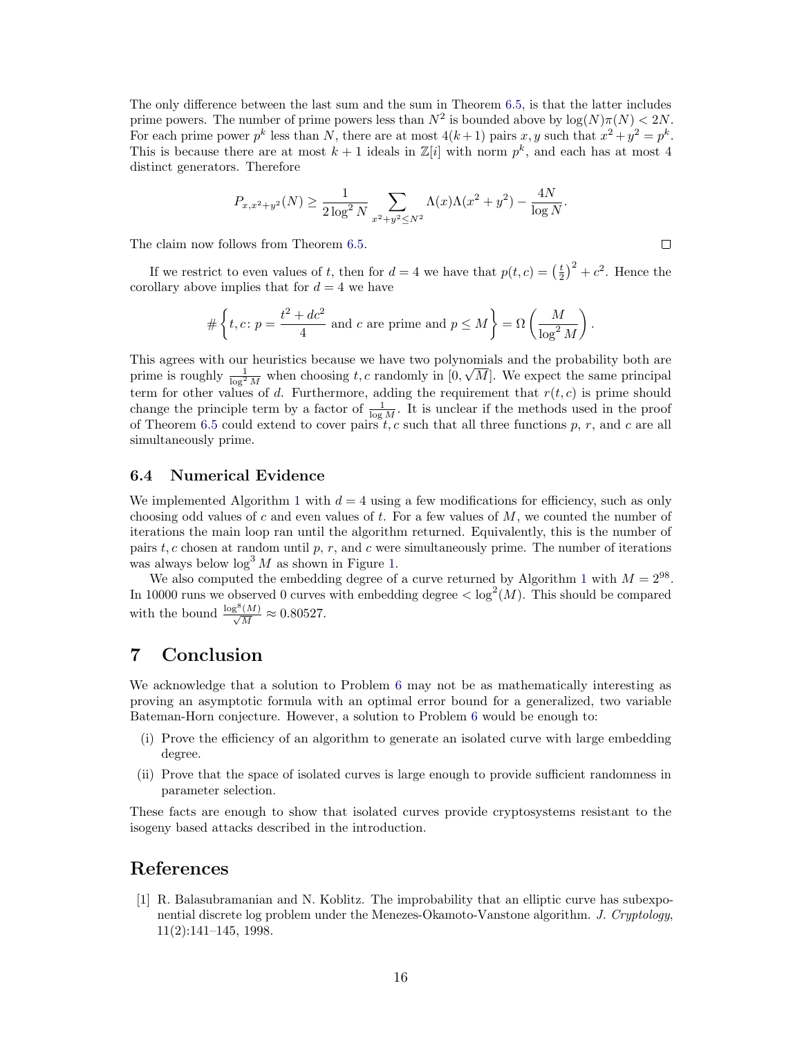The only difference between the last sum and the sum in Theorem 6.5, is that the latter includes prime powers. The number of prime powers less than $N^2$ is bounded above by $\log(N)\pi(N) < 2N$. For each prime power $p^k$ less than $N$, there are at most $4(k+1)$ pairs $x, y$ such that $x^2 + y^2 = p^k$. This is because there are at most $k+1$ ideals in $\mathbb{Z}[i]$ with norm $p^k$, and each has at most 4 distinct generators. Therefore

$$P_{x,x^2+y^2}(N) \geq \frac{1}{2\log^2 N} \sum_{x^2+y^2 \leq N^2} \Lambda(x)\Lambda(x^2+y^2) - \frac{4N}{\log N}.$$

The claim now follows from Theorem 6.5. □

If we restrict to even values of $t$, then for $d = 4$ we have that $p(t, c) = \left(\frac{t}{2}\right)^2 + c^2$. Hence the corollary above implies that for $d = 4$ we have

$$\#\left\{t, c \colon p = \frac{t^2 + dc^2}{4} \text{ and } c \text{ are prime and } p \leq M\right\} = \Omega\left(\frac{M}{\log^2 M}\right).$$

This agrees with our heuristics because we have two polynomials and the probability both are prime is roughly $\frac{1}{\log^2 M}$ when choosing $t, c$ randomly in $[0, \sqrt{M}]$. We expect the same principal term for other values of $d$. Furthermore, adding the requirement that $r(t, c)$ is prime should change the principle term by a factor of $\frac{1}{\log M}$. It is unclear if the methods used in the proof of Theorem 6.5 could extend to cover pairs $t, c$ such that all three functions $p$, $r$, and $c$ are all simultaneously prime.

### 6.4 Numerical Evidence

We implemented Algorithm 1 with $d = 4$ using a few modifications for efficiency, such as only choosing odd values of $c$ and even values of $t$. For a few values of $M$, we counted the number of iterations the main loop ran until the algorithm returned. Equivalently, this is the number of pairs $t, c$ chosen at random until $p$, $r$, and $c$ were simultaneously prime. The number of iterations was always below $\log^3 M$ as shown in Figure 1.

We also computed the embedding degree of a curve returned by Algorithm 1 with $M = 2^{98}$. In 10000 runs we observed 0 curves with embedding degree $< \log^2(M)$. This should be compared with the bound $\frac{\log^8(M)}{\sqrt{M}} \approx 0.80527$.

# 7 Conclusion

We acknowledge that a solution to Problem 6 may not be as mathematically interesting as proving an asymptotic formula with an optimal error bound for a generalized, two variable Bateman-Horn conjecture. However, a solution to Problem 6 would be enough to:

(i) Prove the efficiency of an algorithm to generate an isolated curve with large embedding degree.

(ii) Prove that the space of isolated curves is large enough to provide sufficient randomness in parameter selection.

These facts are enough to show that isolated curves provide cryptosystems resistant to the isogeny based attacks described in the introduction.

# References

[1] R. Balasubramanian and N. Koblitz. The improbability that an elliptic curve has subexponential discrete log problem under the Menezes-Okamoto-Vanstone algorithm. *J. Cryptology*, 11(2):141–145, 1998.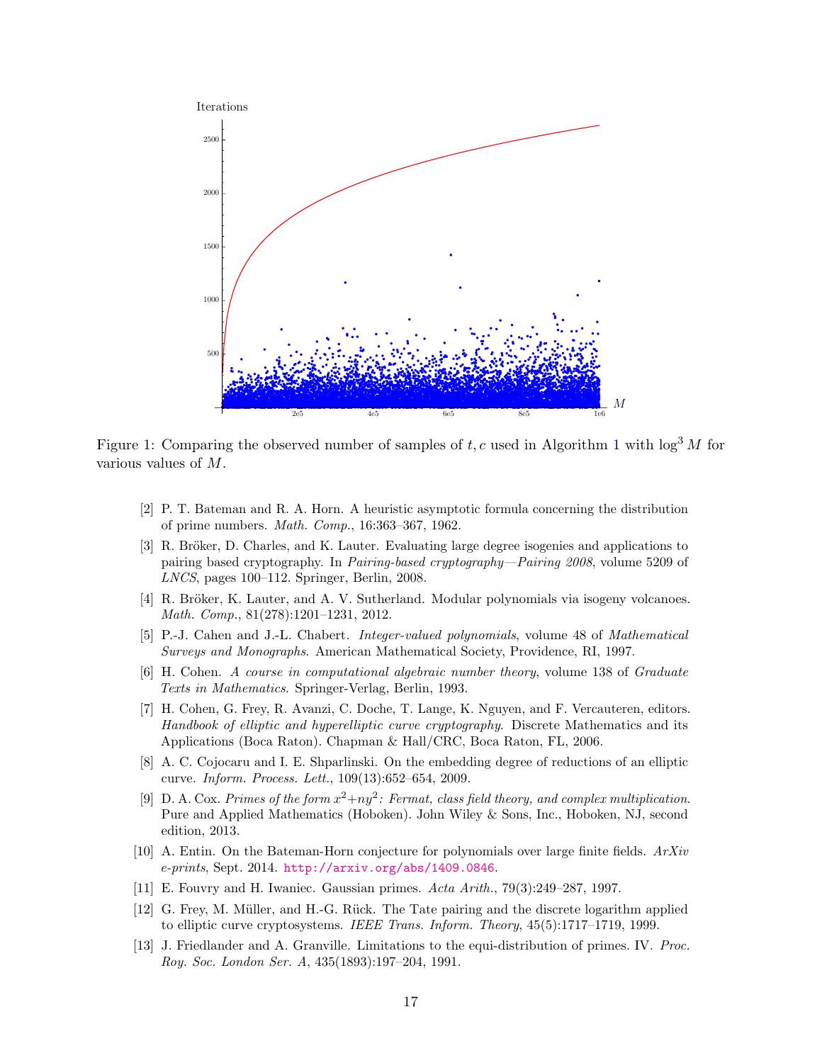Figure 1: Comparing the observed number of samples of $t, c$ used in Algorithm 1 with $\log^3 M$ for various values of $M$.

[2] P. T. Bateman and R. A. Horn. A heuristic asymptotic formula concerning the distribution of prime numbers. *Math. Comp.*, 16:363–367, 1962.

[3] R. Bröker, D. Charles, and K. Lauter. Evaluating large degree isogenies and applications to pairing based cryptography. In *Pairing-based cryptography—Pairing 2008*, volume 5209 of *LNCS*, pages 100–112. Springer, Berlin, 2008.

[4] R. Bröker, K. Lauter, and A. V. Sutherland. Modular polynomials via isogeny volcanoes. *Math. Comp.*, 81(278):1201–1231, 2012.

[5] P.-J. Cahen and J.-L. Chabert. *Integer-valued polynomials*, volume 48 of *Mathematical Surveys and Monographs*. American Mathematical Society, Providence, RI, 1997.

[6] H. Cohen. *A course in computational algebraic number theory*, volume 138 of *Graduate Texts in Mathematics*. Springer-Verlag, Berlin, 1993.

[7] H. Cohen, G. Frey, R. Avanzi, C. Doche, T. Lange, K. Nguyen, and F. Vercauteren, editors. *Handbook of elliptic and hyperelliptic curve cryptography*. Discrete Mathematics and its Applications (Boca Raton). Chapman & Hall/CRC, Boca Raton, FL, 2006.

[8] A. C. Cojocaru and I. E. Shparlinski. On the embedding degree of reductions of an elliptic curve. *Inform. Process. Lett.*, 109(13):652–654, 2009.

[9] D. A. Cox. *Primes of the form $x^2+ny^2$: Fermat, class field theory, and complex multiplication*. Pure and Applied Mathematics (Hoboken). John Wiley & Sons, Inc., Hoboken, NJ, second edition, 2013.

[10] A. Entin. On the Bateman-Horn conjecture for polynomials over large finite fields. *ArXiv e-prints*, Sept. 2014. http://arxiv.org/abs/1409.0846.

[11] E. Fouvry and H. Iwaniec. Gaussian primes. *Acta Arith.*, 79(3):249–287, 1997.

[12] G. Frey, M. Müller, and H.-G. Rück. The Tate pairing and the discrete logarithm applied to elliptic curve cryptosystems. *IEEE Trans. Inform. Theory*, 45(5):1717–1719, 1999.

[13] J. Friedlander and A. Granville. Limitations to the equi-distribution of primes. IV. *Proc. Roy. Soc. London Ser. A*, 435(1893):197–204, 1991.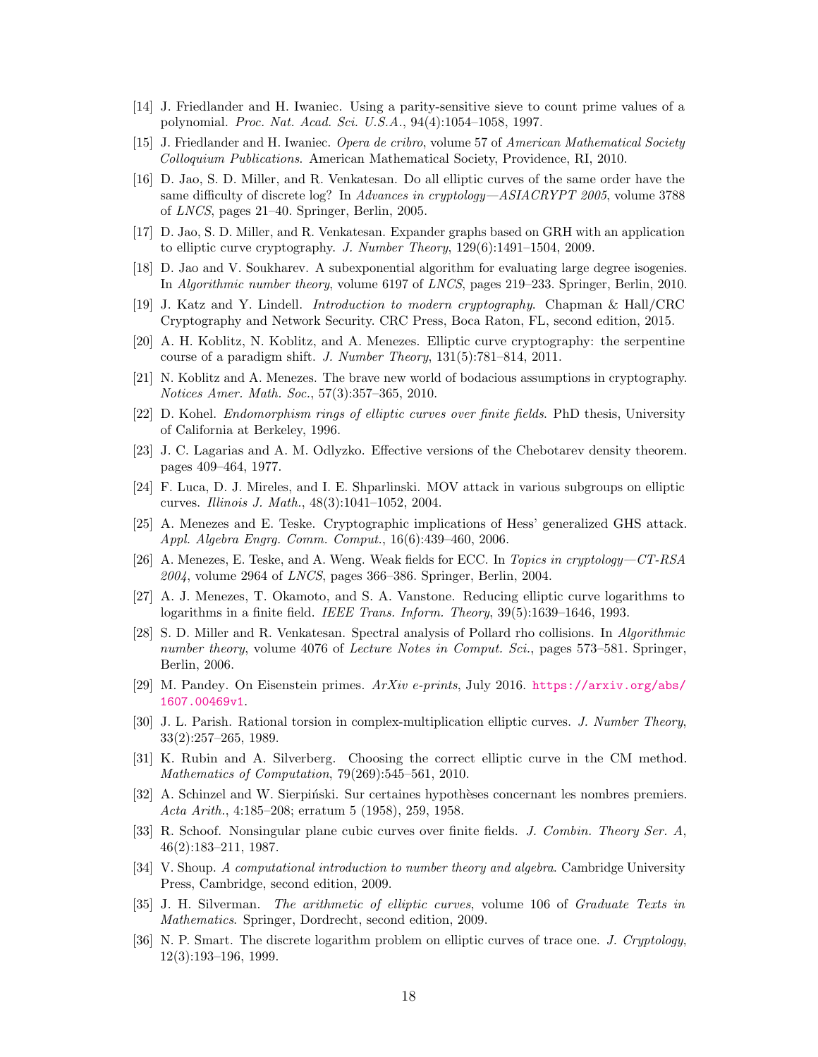[14] J. Friedlander and H. Iwaniec. Using a parity-sensitive sieve to count prime values of a polynomial. *Proc. Nat. Acad. Sci. U.S.A.*, 94(4):1054–1058, 1997.

[15] J. Friedlander and H. Iwaniec. *Opera de cribro*, volume 57 of *American Mathematical Society Colloquium Publications*. American Mathematical Society, Providence, RI, 2010.

[16] D. Jao, S. D. Miller, and R. Venkatesan. Do all elliptic curves of the same order have the same difficulty of discrete log? In *Advances in cryptology—ASIACRYPT 2005*, volume 3788 of *LNCS*, pages 21–40. Springer, Berlin, 2005.

[17] D. Jao, S. D. Miller, and R. Venkatesan. Expander graphs based on GRH with an application to elliptic curve cryptography. *J. Number Theory*, 129(6):1491–1504, 2009.

[18] D. Jao and V. Soukharev. A subexponential algorithm for evaluating large degree isogenies. In *Algorithmic number theory*, volume 6197 of *LNCS*, pages 219–233. Springer, Berlin, 2010.

[19] J. Katz and Y. Lindell. *Introduction to modern cryptography*. Chapman & Hall/CRC Cryptography and Network Security. CRC Press, Boca Raton, FL, second edition, 2015.

[20] A. H. Koblitz, N. Koblitz, and A. Menezes. Elliptic curve cryptography: the serpentine course of a paradigm shift. *J. Number Theory*, 131(5):781–814, 2011.

[21] N. Koblitz and A. Menezes. The brave new world of bodacious assumptions in cryptography. *Notices Amer. Math. Soc.*, 57(3):357–365, 2010.

[22] D. Kohel. *Endomorphism rings of elliptic curves over finite fields*. PhD thesis, University of California at Berkeley, 1996.

[23] J. C. Lagarias and A. M. Odlyzko. Effective versions of the Chebotarev density theorem. pages 409–464, 1977.

[24] F. Luca, D. J. Mireles, and I. E. Shparlinski. MOV attack in various subgroups on elliptic curves. *Illinois J. Math.*, 48(3):1041–1052, 2004.

[25] A. Menezes and E. Teske. Cryptographic implications of Hess' generalized GHS attack. *Appl. Algebra Engrg. Comm. Comput.*, 16(6):439–460, 2006.

[26] A. Menezes, E. Teske, and A. Weng. Weak fields for ECC. In *Topics in cryptology—CT-RSA 2004*, volume 2964 of *LNCS*, pages 366–386. Springer, Berlin, 2004.

[27] A. J. Menezes, T. Okamoto, and S. A. Vanstone. Reducing elliptic curve logarithms to logarithms in a finite field. *IEEE Trans. Inform. Theory*, 39(5):1639–1646, 1993.

[28] S. D. Miller and R. Venkatesan. Spectral analysis of Pollard rho collisions. In *Algorithmic number theory*, volume 4076 of *Lecture Notes in Comput. Sci.*, pages 573–581. Springer, Berlin, 2006.

[29] M. Pandey. On Eisenstein primes. *ArXiv e-prints*, July 2016. https://arxiv.org/abs/1607.00469v1.

[30] J. L. Parish. Rational torsion in complex-multiplication elliptic curves. *J. Number Theory*, 33(2):257–265, 1989.

[31] K. Rubin and A. Silverberg. Choosing the correct elliptic curve in the CM method. *Mathematics of Computation*, 79(269):545–561, 2010.

[32] A. Schinzel and W. Sierpiński. Sur certaines hypothèses concernant les nombres premiers. *Acta Arith.*, 4:185–208; erratum 5 (1958), 259, 1958.

[33] R. Schoof. Nonsingular plane cubic curves over finite fields. *J. Combin. Theory Ser. A*, 46(2):183–211, 1987.

[34] V. Shoup. *A computational introduction to number theory and algebra*. Cambridge University Press, Cambridge, second edition, 2009.

[35] J. H. Silverman. *The arithmetic of elliptic curves*, volume 106 of *Graduate Texts in Mathematics*. Springer, Dordrecht, second edition, 2009.

[36] N. P. Smart. The discrete logarithm problem on elliptic curves of trace one. *J. Cryptology*, 12(3):193–196, 1999.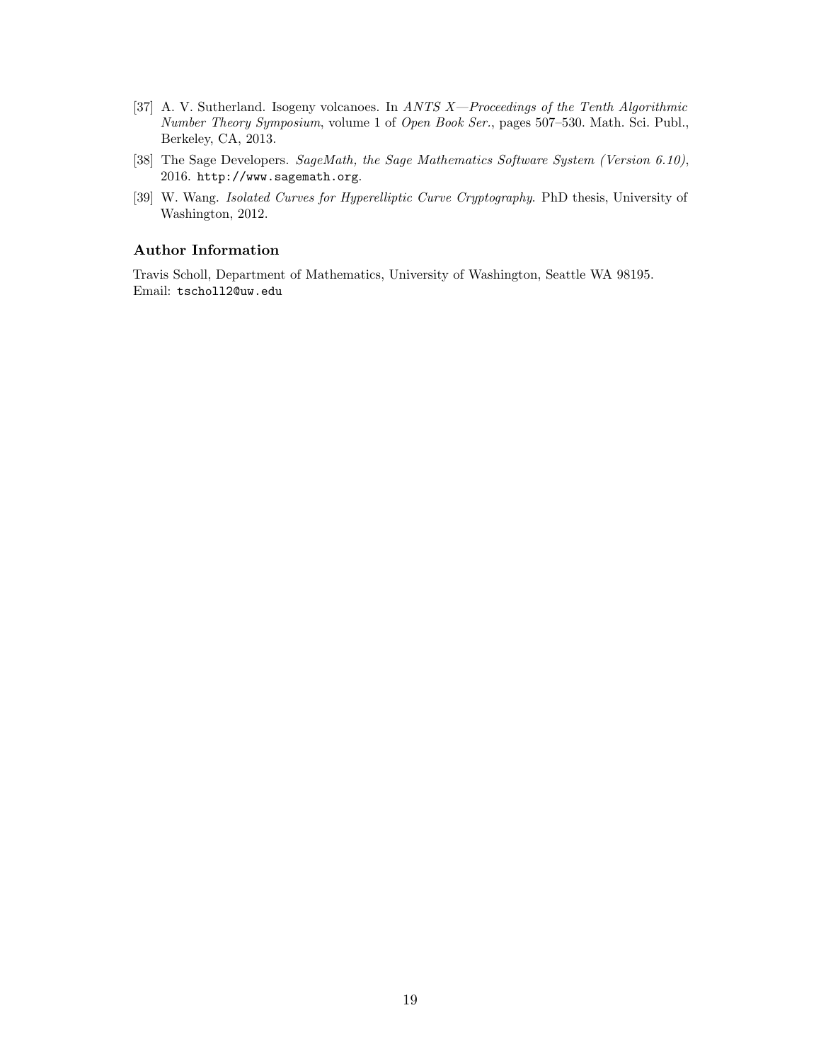[37] A. V. Sutherland. Isogeny volcanoes. In *ANTS X—Proceedings of the Tenth Algorithmic Number Theory Symposium*, volume 1 of *Open Book Ser.*, pages 507–530. Math. Sci. Publ., Berkeley, CA, 2013.

[38] The Sage Developers. *SageMath, the Sage Mathematics Software System (Version 6.10)*, 2016. `http://www.sagemath.org`.

[39] W. Wang. *Isolated Curves for Hyperelliptic Curve Cryptography*. PhD thesis, University of Washington, 2012.

### Author Information

Travis Scholl, Department of Mathematics, University of Washington, Seattle WA 98195.
Email: `tscholl2@uw.edu`